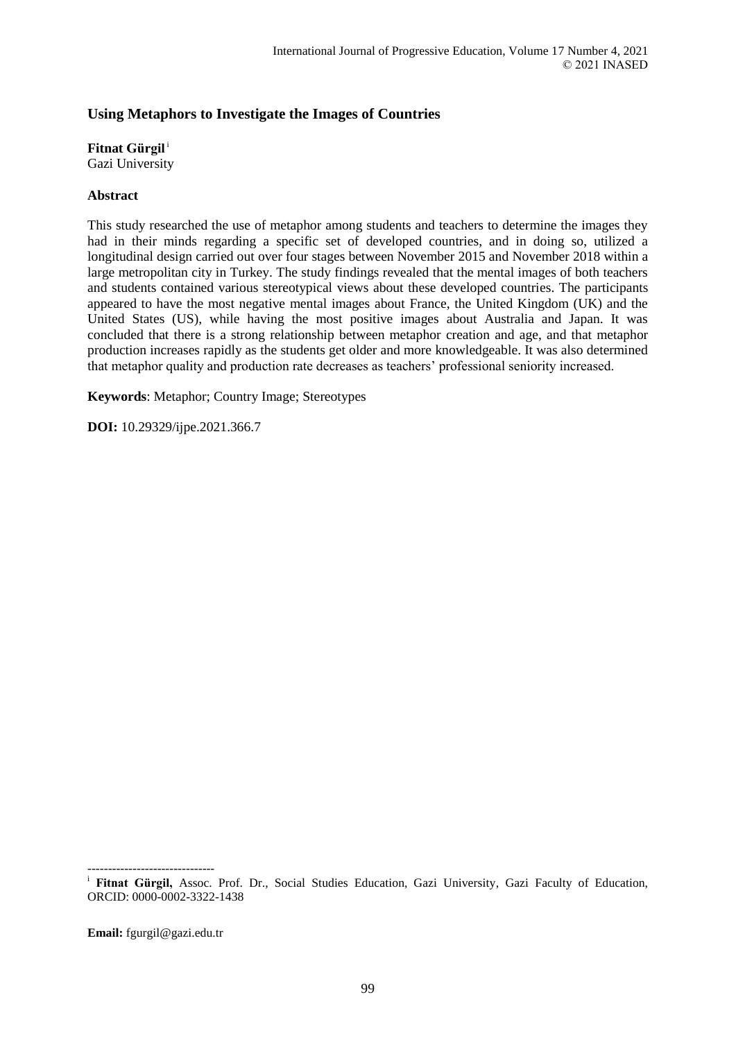# Using Metaphors to Investigate the Images of Countries

**Fitnat Gürgil** [i]
Gazi University

## Abstract

This study researched the use of metaphor among students and teachers to determine the images they had in their minds regarding a specific set of developed countries, and in doing so, utilized a longitudinal design carried out over four stages between November 2015 and November 2018 within a large metropolitan city in Turkey. The study findings revealed that the mental images of both teachers and students contained various stereotypical views about these developed countries. The participants appeared to have the most negative mental images about France, the United Kingdom (UK) and the United States (US), while having the most positive images about Australia and Japan. It was concluded that there is a strong relationship between metaphor creation and age, and that metaphor production increases rapidly as the students get older and more knowledgeable. It was also determined that metaphor quality and production rate decreases as teachers' professional seniority increased.

**Keywords**: Metaphor; Country Image; Stereotypes

**DOI:** 10.29329/ijpe.2021.366.7

-------------------------------

[i] **Fitnat Gürgil,** Assoc. Prof. Dr., Social Studies Education, Gazi University, Gazi Faculty of Education, ORCID: 0000-0002-3322-1438

**Email:** fgurgil@gazi.edu.tr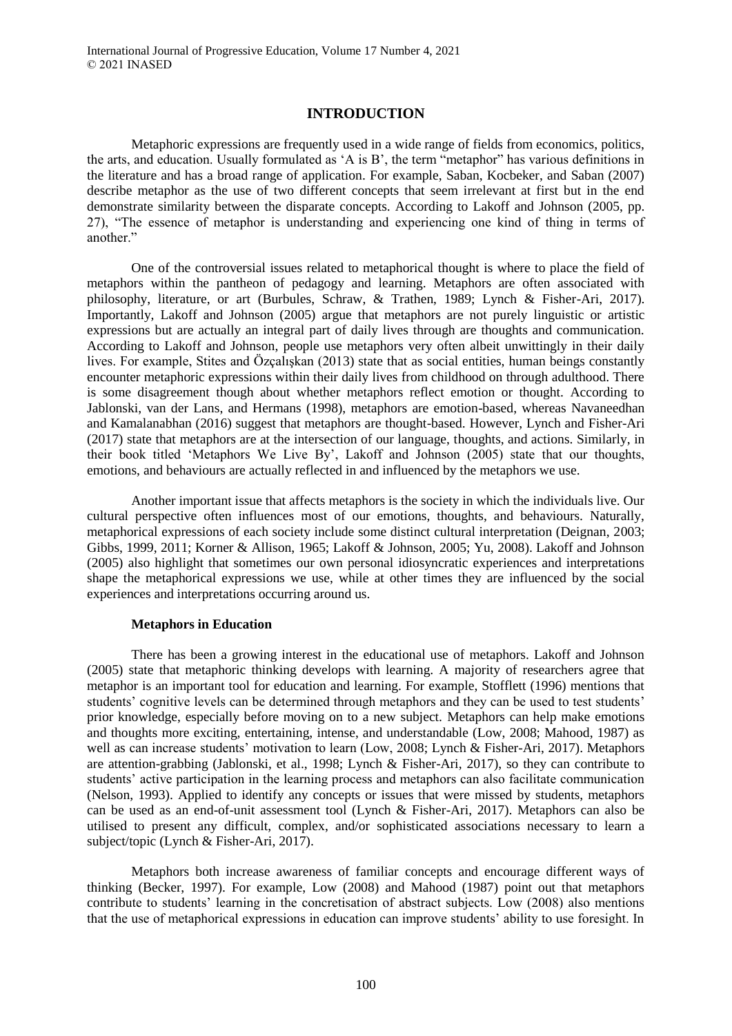# INTRODUCTION

Metaphoric expressions are frequently used in a wide range of fields from economics, politics, the arts, and education. Usually formulated as 'A is B', the term "metaphor" has various definitions in the literature and has a broad range of application. For example, Saban, Kocbeker, and Saban (2007) describe metaphor as the use of two different concepts that seem irrelevant at first but in the end demonstrate similarity between the disparate concepts. According to Lakoff and Johnson (2005, pp. 27), "The essence of metaphor is understanding and experiencing one kind of thing in terms of another."

One of the controversial issues related to metaphorical thought is where to place the field of metaphors within the pantheon of pedagogy and learning. Metaphors are often associated with philosophy, literature, or art (Burbules, Schraw, & Trathen, 1989; Lynch & Fisher-Ari, 2017). Importantly, Lakoff and Johnson (2005) argue that metaphors are not purely linguistic or artistic expressions but are actually an integral part of daily lives through are thoughts and communication. According to Lakoff and Johnson, people use metaphors very often albeit unwittingly in their daily lives. For example, Stites and Özçalışkan (2013) state that as social entities, human beings constantly encounter metaphoric expressions within their daily lives from childhood on through adulthood. There is some disagreement though about whether metaphors reflect emotion or thought. According to Jablonski, van der Lans, and Hermans (1998), metaphors are emotion-based, whereas Navaneedhan and Kamalanabhan (2016) suggest that metaphors are thought-based. However, Lynch and Fisher-Ari (2017) state that metaphors are at the intersection of our language, thoughts, and actions. Similarly, in their book titled 'Metaphors We Live By', Lakoff and Johnson (2005) state that our thoughts, emotions, and behaviours are actually reflected in and influenced by the metaphors we use.

Another important issue that affects metaphors is the society in which the individuals live. Our cultural perspective often influences most of our emotions, thoughts, and behaviours. Naturally, metaphorical expressions of each society include some distinct cultural interpretation (Deignan, 2003; Gibbs, 1999, 2011; Korner & Allison, 1965; Lakoff & Johnson, 2005; Yu, 2008). Lakoff and Johnson (2005) also highlight that sometimes our own personal idiosyncratic experiences and interpretations shape the metaphorical expressions we use, while at other times they are influenced by the social experiences and interpretations occurring around us.

## Metaphors in Education

There has been a growing interest in the educational use of metaphors. Lakoff and Johnson (2005) state that metaphoric thinking develops with learning. A majority of researchers agree that metaphor is an important tool for education and learning. For example, Stofflett (1996) mentions that students' cognitive levels can be determined through metaphors and they can be used to test students' prior knowledge, especially before moving on to a new subject. Metaphors can help make emotions and thoughts more exciting, entertaining, intense, and understandable (Low, 2008; Mahood, 1987) as well as can increase students' motivation to learn (Low, 2008; Lynch & Fisher-Ari, 2017). Metaphors are attention-grabbing (Jablonski, et al., 1998; Lynch & Fisher-Ari, 2017), so they can contribute to students' active participation in the learning process and metaphors can also facilitate communication (Nelson, 1993). Applied to identify any concepts or issues that were missed by students, metaphors can be used as an end-of-unit assessment tool (Lynch & Fisher-Ari, 2017). Metaphors can also be utilised to present any difficult, complex, and/or sophisticated associations necessary to learn a subject/topic (Lynch & Fisher-Ari, 2017).

Metaphors both increase awareness of familiar concepts and encourage different ways of thinking (Becker, 1997). For example, Low (2008) and Mahood (1987) point out that metaphors contribute to students' learning in the concretisation of abstract subjects. Low (2008) also mentions that the use of metaphorical expressions in education can improve students' ability to use foresight. In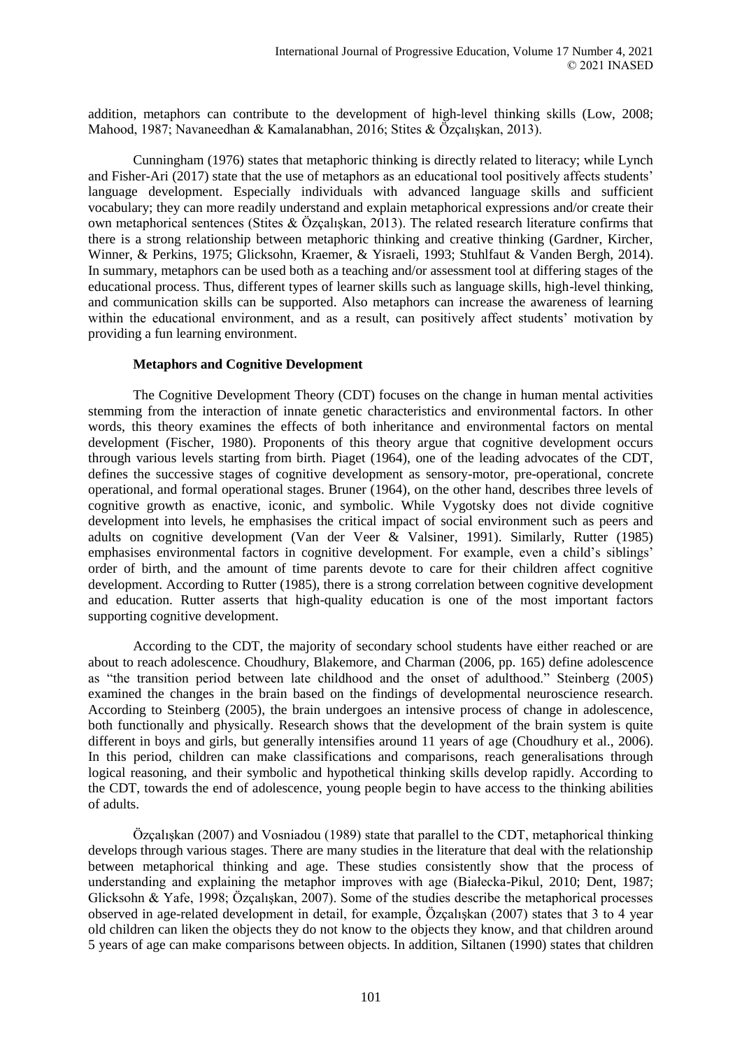addition, metaphors can contribute to the development of high-level thinking skills (Low, 2008; Mahood, 1987; Navaneedhan & Kamalanabhan, 2016; Stites & Özçalışkan, 2013).

Cunningham (1976) states that metaphoric thinking is directly related to literacy; while Lynch and Fisher-Ari (2017) state that the use of metaphors as an educational tool positively affects students' language development. Especially individuals with advanced language skills and sufficient vocabulary; they can more readily understand and explain metaphorical expressions and/or create their own metaphorical sentences (Stites & Özçalışkan, 2013). The related research literature confirms that there is a strong relationship between metaphoric thinking and creative thinking (Gardner, Kircher, Winner, & Perkins, 1975; Glicksohn, Kraemer, & Yisraeli, 1993; Stuhlfaut & Vanden Bergh, 2014). In summary, metaphors can be used both as a teaching and/or assessment tool at differing stages of the educational process. Thus, different types of learner skills such as language skills, high-level thinking, and communication skills can be supported. Also metaphors can increase the awareness of learning within the educational environment, and as a result, can positively affect students' motivation by providing a fun learning environment.

### Metaphors and Cognitive Development

The Cognitive Development Theory (CDT) focuses on the change in human mental activities stemming from the interaction of innate genetic characteristics and environmental factors. In other words, this theory examines the effects of both inheritance and environmental factors on mental development (Fischer, 1980). Proponents of this theory argue that cognitive development occurs through various levels starting from birth. Piaget (1964), one of the leading advocates of the CDT, defines the successive stages of cognitive development as sensory-motor, pre-operational, concrete operational, and formal operational stages. Bruner (1964), on the other hand, describes three levels of cognitive growth as enactive, iconic, and symbolic. While Vygotsky does not divide cognitive development into levels, he emphasises the critical impact of social environment such as peers and adults on cognitive development (Van der Veer & Valsiner, 1991). Similarly, Rutter (1985) emphasises environmental factors in cognitive development. For example, even a child's siblings' order of birth, and the amount of time parents devote to care for their children affect cognitive development. According to Rutter (1985), there is a strong correlation between cognitive development and education. Rutter asserts that high-quality education is one of the most important factors supporting cognitive development.

According to the CDT, the majority of secondary school students have either reached or are about to reach adolescence. Choudhury, Blakemore, and Charman (2006, pp. 165) define adolescence as "the transition period between late childhood and the onset of adulthood." Steinberg (2005) examined the changes in the brain based on the findings of developmental neuroscience research. According to Steinberg (2005), the brain undergoes an intensive process of change in adolescence, both functionally and physically. Research shows that the development of the brain system is quite different in boys and girls, but generally intensifies around 11 years of age (Choudhury et al., 2006). In this period, children can make classifications and comparisons, reach generalisations through logical reasoning, and their symbolic and hypothetical thinking skills develop rapidly. According to the CDT, towards the end of adolescence, young people begin to have access to the thinking abilities of adults.

Özçalışkan (2007) and Vosniadou (1989) state that parallel to the CDT, metaphorical thinking develops through various stages. There are many studies in the literature that deal with the relationship between metaphorical thinking and age. These studies consistently show that the process of understanding and explaining the metaphor improves with age (Białecka-Pikul, 2010; Dent, 1987; Glicksohn & Yafe, 1998; Özçalışkan, 2007). Some of the studies describe the metaphorical processes observed in age-related development in detail, for example, Özçalışkan (2007) states that 3 to 4 year old children can liken the objects they do not know to the objects they know, and that children around 5 years of age can make comparisons between objects. In addition, Siltanen (1990) states that children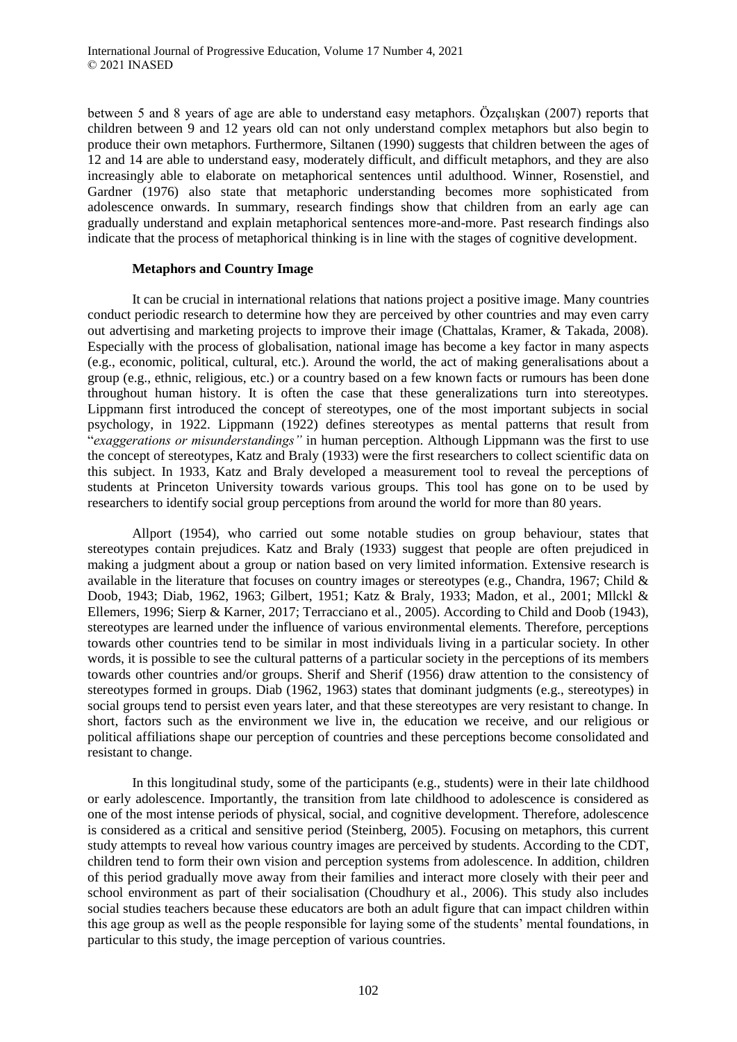between 5 and 8 years of age are able to understand easy metaphors. Özçalışkan (2007) reports that children between 9 and 12 years old can not only understand complex metaphors but also begin to produce their own metaphors. Furthermore, Siltanen (1990) suggests that children between the ages of 12 and 14 are able to understand easy, moderately difficult, and difficult metaphors, and they are also increasingly able to elaborate on metaphorical sentences until adulthood. Winner, Rosenstiel, and Gardner (1976) also state that metaphoric understanding becomes more sophisticated from adolescence onwards. In summary, research findings show that children from an early age can gradually understand and explain metaphorical sentences more-and-more. Past research findings also indicate that the process of metaphorical thinking is in line with the stages of cognitive development.

### Metaphors and Country Image

It can be crucial in international relations that nations project a positive image. Many countries conduct periodic research to determine how they are perceived by other countries and may even carry out advertising and marketing projects to improve their image (Chattalas, Kramer, & Takada, 2008). Especially with the process of globalisation, national image has become a key factor in many aspects (e.g., economic, political, cultural, etc.). Around the world, the act of making generalisations about a group (e.g., ethnic, religious, etc.) or a country based on a few known facts or rumours has been done throughout human history. It is often the case that these generalizations turn into stereotypes. Lippmann first introduced the concept of stereotypes, one of the most important subjects in social psychology, in 1922. Lippmann (1922) defines stereotypes as mental patterns that result from "*exaggerations or misunderstandings"* in human perception. Although Lippmann was the first to use the concept of stereotypes, Katz and Braly (1933) were the first researchers to collect scientific data on this subject. In 1933, Katz and Braly developed a measurement tool to reveal the perceptions of students at Princeton University towards various groups. This tool has gone on to be used by researchers to identify social group perceptions from around the world for more than 80 years.

Allport (1954), who carried out some notable studies on group behaviour, states that stereotypes contain prejudices. Katz and Braly (1933) suggest that people are often prejudiced in making a judgment about a group or nation based on very limited information. Extensive research is available in the literature that focuses on country images or stereotypes (e.g., Chandra, 1967; Child & Doob, 1943; Diab, 1962, 1963; Gilbert, 1951; Katz & Braly, 1933; Madon, et al., 2001; Mllckl & Ellemers, 1996; Sierp & Karner, 2017; Terracciano et al., 2005). According to Child and Doob (1943), stereotypes are learned under the influence of various environmental elements. Therefore, perceptions towards other countries tend to be similar in most individuals living in a particular society. In other words, it is possible to see the cultural patterns of a particular society in the perceptions of its members towards other countries and/or groups. Sherif and Sherif (1956) draw attention to the consistency of stereotypes formed in groups. Diab (1962, 1963) states that dominant judgments (e.g., stereotypes) in social groups tend to persist even years later, and that these stereotypes are very resistant to change. In short, factors such as the environment we live in, the education we receive, and our religious or political affiliations shape our perception of countries and these perceptions become consolidated and resistant to change.

In this longitudinal study, some of the participants (e.g., students) were in their late childhood or early adolescence. Importantly, the transition from late childhood to adolescence is considered as one of the most intense periods of physical, social, and cognitive development. Therefore, adolescence is considered as a critical and sensitive period (Steinberg, 2005). Focusing on metaphors, this current study attempts to reveal how various country images are perceived by students. According to the CDT, children tend to form their own vision and perception systems from adolescence. In addition, children of this period gradually move away from their families and interact more closely with their peer and school environment as part of their socialisation (Choudhury et al., 2006). This study also includes social studies teachers because these educators are both an adult figure that can impact children within this age group as well as the people responsible for laying some of the students' mental foundations, in particular to this study, the image perception of various countries.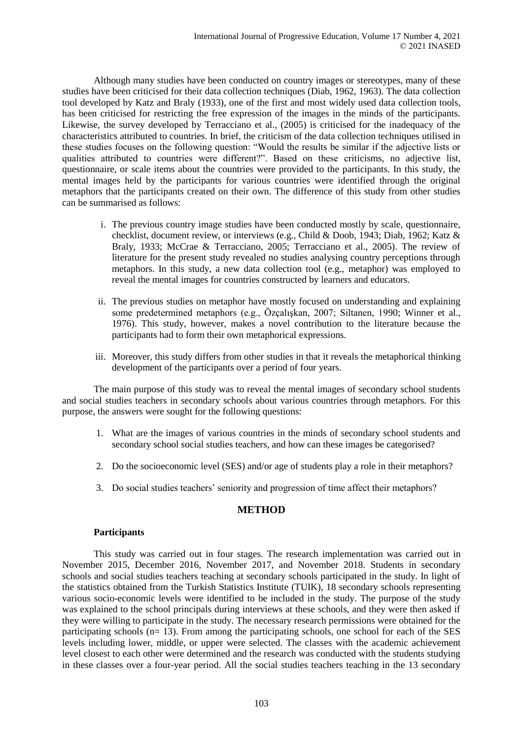Although many studies have been conducted on country images or stereotypes, many of these studies have been criticised for their data collection techniques (Diab, 1962, 1963). The data collection tool developed by Katz and Braly (1933), one of the first and most widely used data collection tools, has been criticised for restricting the free expression of the images in the minds of the participants. Likewise, the survey developed by Terracciano et al., (2005) is criticised for the inadequacy of the characteristics attributed to countries. In brief, the criticism of the data collection techniques utilised in these studies focuses on the following question: "Would the results be similar if the adjective lists or qualities attributed to countries were different?". Based on these criticisms, no adjective list, questionnaire, or scale items about the countries were provided to the participants. In this study, the mental images held by the participants for various countries were identified through the original metaphors that the participants created on their own. The difference of this study from other studies can be summarised as follows:

i. The previous country image studies have been conducted mostly by scale, questionnaire, checklist, document review, or interviews (e.g., Child & Doob, 1943; Diab, 1962; Katz & Braly, 1933; McCrae & Terracciano, 2005; Terracciano et al., 2005). The review of literature for the present study revealed no studies analysing country perceptions through metaphors. In this study, a new data collection tool (e.g., metaphor) was employed to reveal the mental images for countries constructed by learners and educators.

ii. The previous studies on metaphor have mostly focused on understanding and explaining some predetermined metaphors (e.g., Özçalışkan, 2007; Siltanen, 1990; Winner et al., 1976). This study, however, makes a novel contribution to the literature because the participants had to form their own metaphorical expressions.

iii. Moreover, this study differs from other studies in that it reveals the metaphorical thinking development of the participants over a period of four years.

The main purpose of this study was to reveal the mental images of secondary school students and social studies teachers in secondary schools about various countries through metaphors. For this purpose, the answers were sought for the following questions:

1. What are the images of various countries in the minds of secondary school students and secondary school social studies teachers, and how can these images be categorised?
2. Do the socioeconomic level (SES) and/or age of students play a role in their metaphors?
3. Do social studies teachers' seniority and progression of time affect their metaphors?

## METHOD

### Participants

This study was carried out in four stages. The research implementation was carried out in November 2015, December 2016, November 2017, and November 2018. Students in secondary schools and social studies teachers teaching at secondary schools participated in the study. In light of the statistics obtained from the Turkish Statistics Institute (TUIK), 18 secondary schools representing various socio-economic levels were identified to be included in the study. The purpose of the study was explained to the school principals during interviews at these schools, and they were then asked if they were willing to participate in the study. The necessary research permissions were obtained for the participating schools (n= 13). From among the participating schools, one school for each of the SES levels including lower, middle, or upper were selected. The classes with the academic achievement level closest to each other were determined and the research was conducted with the students studying in these classes over a four-year period. All the social studies teachers teaching in the 13 secondary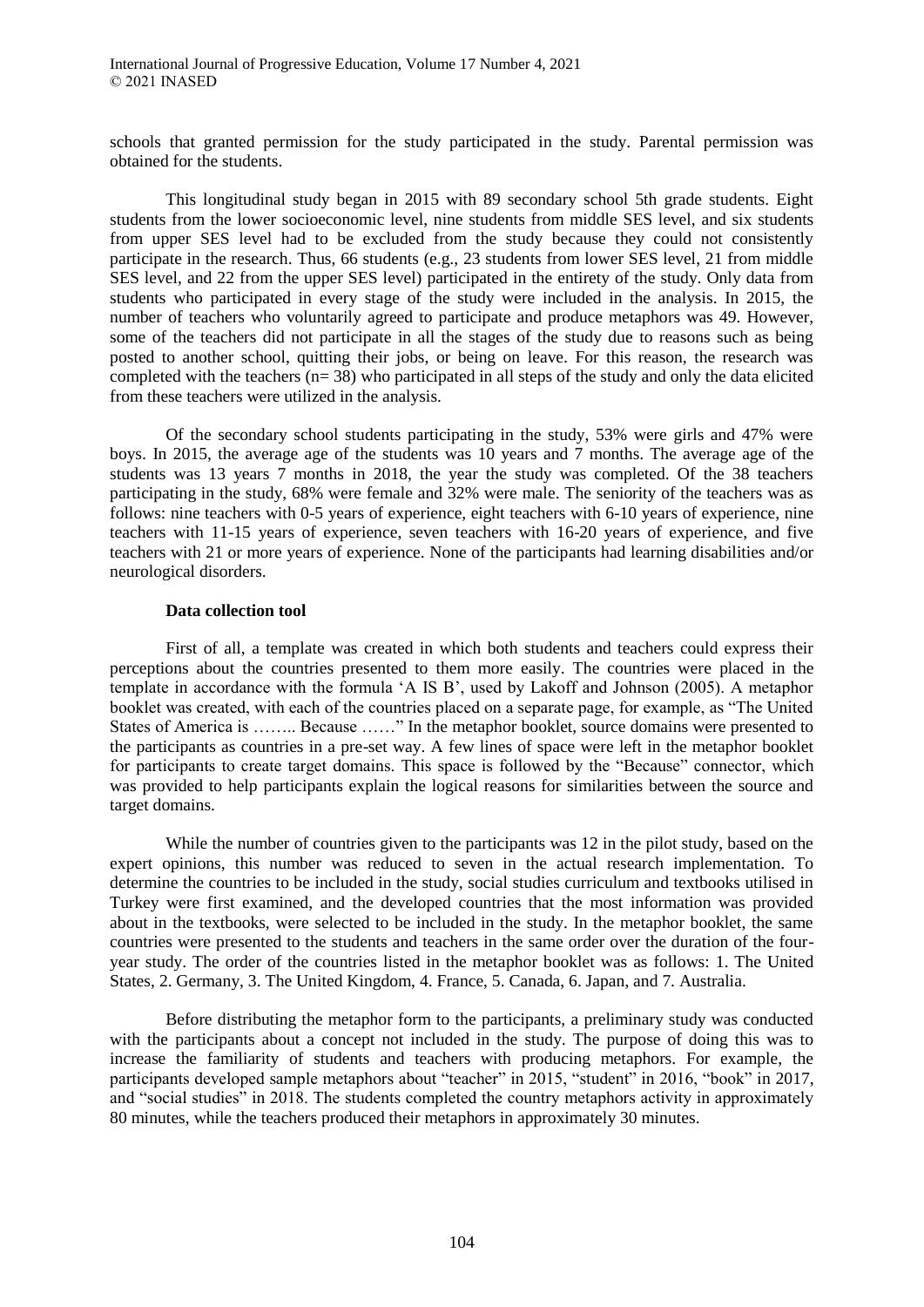schools that granted permission for the study participated in the study. Parental permission was obtained for the students.

This longitudinal study began in 2015 with 89 secondary school 5th grade students. Eight students from the lower socioeconomic level, nine students from middle SES level, and six students from upper SES level had to be excluded from the study because they could not consistently participate in the research. Thus, 66 students (e.g., 23 students from lower SES level, 21 from middle SES level, and 22 from the upper SES level) participated in the entirety of the study. Only data from students who participated in every stage of the study were included in the analysis. In 2015, the number of teachers who voluntarily agreed to participate and produce metaphors was 49. However, some of the teachers did not participate in all the stages of the study due to reasons such as being posted to another school, quitting their jobs, or being on leave. For this reason, the research was completed with the teachers (n= 38) who participated in all steps of the study and only the data elicited from these teachers were utilized in the analysis.

Of the secondary school students participating in the study, 53% were girls and 47% were boys. In 2015, the average age of the students was 10 years and 7 months. The average age of the students was 13 years 7 months in 2018, the year the study was completed. Of the 38 teachers participating in the study, 68% were female and 32% were male. The seniority of the teachers was as follows: nine teachers with 0-5 years of experience, eight teachers with 6-10 years of experience, nine teachers with 11-15 years of experience, seven teachers with 16-20 years of experience, and five teachers with 21 or more years of experience. None of the participants had learning disabilities and/or neurological disorders.

**Data collection tool**

First of all, a template was created in which both students and teachers could express their perceptions about the countries presented to them more easily. The countries were placed in the template in accordance with the formula 'A IS B', used by Lakoff and Johnson (2005). A metaphor booklet was created, with each of the countries placed on a separate page, for example, as "The United States of America is …….. Because ……" In the metaphor booklet, source domains were presented to the participants as countries in a pre-set way. A few lines of space were left in the metaphor booklet for participants to create target domains. This space is followed by the "Because" connector, which was provided to help participants explain the logical reasons for similarities between the source and target domains.

While the number of countries given to the participants was 12 in the pilot study, based on the expert opinions, this number was reduced to seven in the actual research implementation. To determine the countries to be included in the study, social studies curriculum and textbooks utilised in Turkey were first examined, and the developed countries that the most information was provided about in the textbooks, were selected to be included in the study. In the metaphor booklet, the same countries were presented to the students and teachers in the same order over the duration of the four-year study. The order of the countries listed in the metaphor booklet was as follows: 1. The United States, 2. Germany, 3. The United Kingdom, 4. France, 5. Canada, 6. Japan, and 7. Australia.

Before distributing the metaphor form to the participants, a preliminary study was conducted with the participants about a concept not included in the study. The purpose of doing this was to increase the familiarity of students and teachers with producing metaphors. For example, the participants developed sample metaphors about "teacher" in 2015, "student" in 2016, "book" in 2017, and "social studies" in 2018. The students completed the country metaphors activity in approximately 80 minutes, while the teachers produced their metaphors in approximately 30 minutes.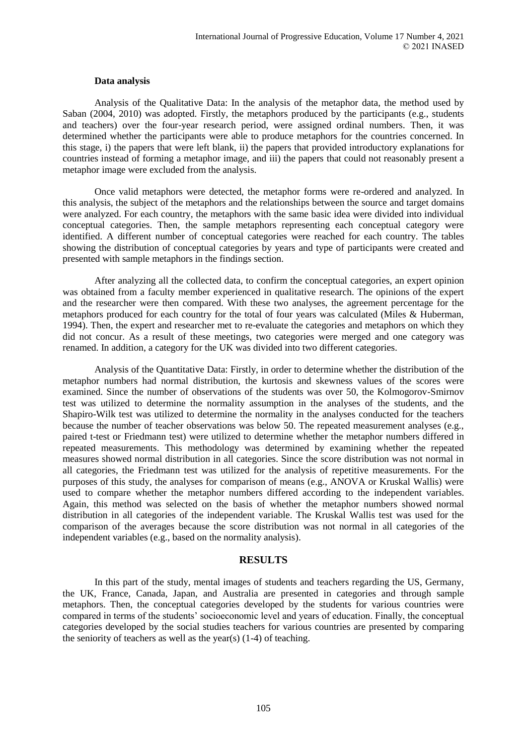**Data analysis**

Analysis of the Qualitative Data: In the analysis of the metaphor data, the method used by Saban (2004, 2010) was adopted. Firstly, the metaphors produced by the participants (e.g., students and teachers) over the four-year research period, were assigned ordinal numbers. Then, it was determined whether the participants were able to produce metaphors for the countries concerned. In this stage, i) the papers that were left blank, ii) the papers that provided introductory explanations for countries instead of forming a metaphor image, and iii) the papers that could not reasonably present a metaphor image were excluded from the analysis.

Once valid metaphors were detected, the metaphor forms were re-ordered and analyzed. In this analysis, the subject of the metaphors and the relationships between the source and target domains were analyzed. For each country, the metaphors with the same basic idea were divided into individual conceptual categories. Then, the sample metaphors representing each conceptual category were identified. A different number of conceptual categories were reached for each country. The tables showing the distribution of conceptual categories by years and type of participants were created and presented with sample metaphors in the findings section.

After analyzing all the collected data, to confirm the conceptual categories, an expert opinion was obtained from a faculty member experienced in qualitative research. The opinions of the expert and the researcher were then compared. With these two analyses, the agreement percentage for the metaphors produced for each country for the total of four years was calculated (Miles & Huberman, 1994). Then, the expert and researcher met to re-evaluate the categories and metaphors on which they did not concur. As a result of these meetings, two categories were merged and one category was renamed. In addition, a category for the UK was divided into two different categories.

Analysis of the Quantitative Data: Firstly, in order to determine whether the distribution of the metaphor numbers had normal distribution, the kurtosis and skewness values of the scores were examined. Since the number of observations of the students was over 50, the Kolmogorov-Smirnov test was utilized to determine the normality assumption in the analyses of the students, and the Shapiro-Wilk test was utilized to determine the normality in the analyses conducted for the teachers because the number of teacher observations was below 50. The repeated measurement analyses (e.g., paired t-test or Friedmann test) were utilized to determine whether the metaphor numbers differed in repeated measurements. This methodology was determined by examining whether the repeated measures showed normal distribution in all categories. Since the score distribution was not normal in all categories, the Friedmann test was utilized for the analysis of repetitive measurements. For the purposes of this study, the analyses for comparison of means (e.g., ANOVA or Kruskal Wallis) were used to compare whether the metaphor numbers differed according to the independent variables. Again, this method was selected on the basis of whether the metaphor numbers showed normal distribution in all categories of the independent variable. The Kruskal Wallis test was used for the comparison of the averages because the score distribution was not normal in all categories of the independent variables (e.g., based on the normality analysis).

## RESULTS

In this part of the study, mental images of students and teachers regarding the US, Germany, the UK, France, Canada, Japan, and Australia are presented in categories and through sample metaphors. Then, the conceptual categories developed by the students for various countries were compared in terms of the students' socioeconomic level and years of education. Finally, the conceptual categories developed by the social studies teachers for various countries are presented by comparing the seniority of teachers as well as the year(s) (1-4) of teaching.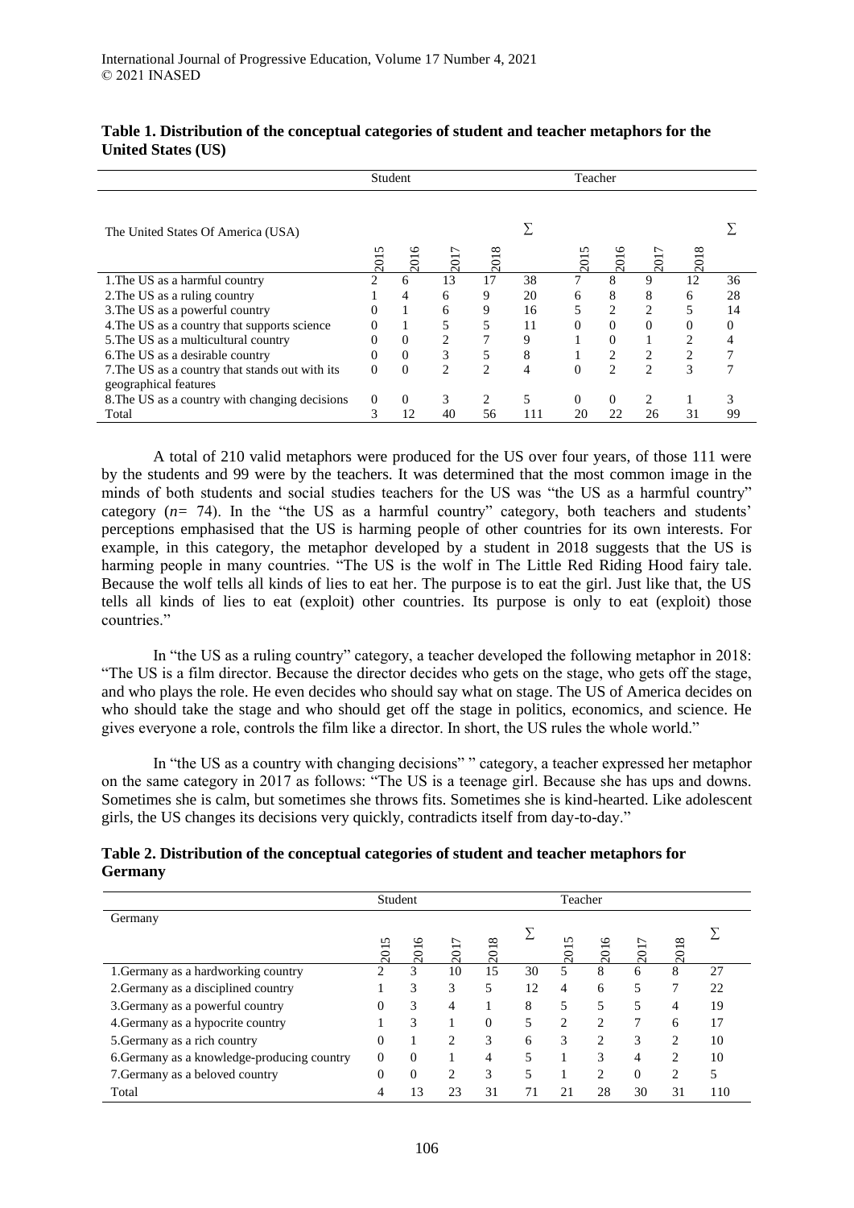**Table 1. Distribution of the conceptual categories of student and teacher metaphors for the United States (US)**

| The United States Of America (USA) | Student | | | | | Teacher | | | | |
|---|---|---|---|---|---|---|---|---|---|---|
| | 2015 | 2016 | 2017 | 2018 | ∑ | 2015 | 2016 | 2017 | 2018 | ∑ |
| 1.The US as a harmful country | 2 | 6 | 13 | 17 | 38 | 7 | 8 | 9 | 12 | 36 |
| 2.The US as a ruling country | 1 | 4 | 6 | 9 | 20 | 6 | 8 | 8 | 6 | 28 |
| 3.The US as a powerful country | 0 | 1 | 6 | 9 | 16 | 5 | 2 | 2 | 5 | 14 |
| 4.The US as a country that supports science | 0 | 1 | 5 | 5 | 11 | 0 | 0 | 0 | 0 | 0 |
| 5.The US as a multicultural country | 0 | 0 | 2 | 7 | 9 | 1 | 0 | 1 | 2 | 4 |
| 6.The US as a desirable country | 0 | 0 | 3 | 5 | 8 | 1 | 2 | 2 | 2 | 7 |
| 7.The US as a country that stands out with its geographical features | 0 | 0 | 2 | 2 | 4 | 0 | 2 | 2 | 3 | 7 |
| 8.The US as a country with changing decisions | 0 | 0 | 3 | 2 | 5 | 0 | 0 | 2 | 1 | 3 |
| Total | 3 | 12 | 40 | 56 | 111 | 20 | 22 | 26 | 31 | 99 |

A total of 210 valid metaphors were produced for the US over four years, of those 111 were by the students and 99 were by the teachers. It was determined that the most common image in the minds of both students and social studies teachers for the US was "the US as a harmful country" category ($n$= 74). In the "the US as a harmful country" category, both teachers and students' perceptions emphasised that the US is harming people of other countries for its own interests. For example, in this category, the metaphor developed by a student in 2018 suggests that the US is harming people in many countries. "The US is the wolf in The Little Red Riding Hood fairy tale. Because the wolf tells all kinds of lies to eat her. The purpose is to eat the girl. Just like that, the US tells all kinds of lies to eat (exploit) other countries. Its purpose is only to eat (exploit) those countries."

In "the US as a ruling country" category, a teacher developed the following metaphor in 2018: "The US is a film director. Because the director decides who gets on the stage, who gets off the stage, and who plays the role. He even decides who should say what on stage. The US of America decides on who should take the stage and who should get off the stage in politics, economics, and science. He gives everyone a role, controls the film like a director. In short, the US rules the whole world."

In "the US as a country with changing decisions" " category, a teacher expressed her metaphor on the same category in 2017 as follows: "The US is a teenage girl. Because she has ups and downs. Sometimes she is calm, but sometimes she throws fits. Sometimes she is kind-hearted. Like adolescent girls, the US changes its decisions very quickly, contradicts itself from day-to-day."

**Table 2. Distribution of the conceptual categories of student and teacher metaphors for Germany**

| Germany | Student | | | | | Teacher | | | | |
|---|---|---|---|---|---|---|---|---|---|---|
| | 2015 | 2016 | 2017 | 2018 | ∑ | 2015 | 2016 | 2017 | 2018 | ∑ |
| 1.Germany as a hardworking country | 2 | 3 | 10 | 15 | 30 | 5 | 8 | 6 | 8 | 27 |
| 2.Germany as a disciplined country | 1 | 3 | 3 | 5 | 12 | 4 | 6 | 5 | 7 | 22 |
| 3.Germany as a powerful country | 0 | 3 | 4 | 1 | 8 | 5 | 5 | 5 | 4 | 19 |
| 4.Germany as a hypocrite country | 1 | 3 | 1 | 0 | 5 | 2 | 2 | 7 | 6 | 17 |
| 5.Germany as a rich country | 0 | 1 | 2 | 3 | 6 | 3 | 2 | 3 | 2 | 10 |
| 6.Germany as a knowledge-producing country | 0 | 0 | 1 | 4 | 5 | 1 | 3 | 4 | 2 | 10 |
| 7.Germany as a beloved country | 0 | 0 | 2 | 3 | 5 | 1 | 2 | 0 | 2 | 5 |
| Total | 4 | 13 | 23 | 31 | 71 | 21 | 28 | 30 | 31 | 110 |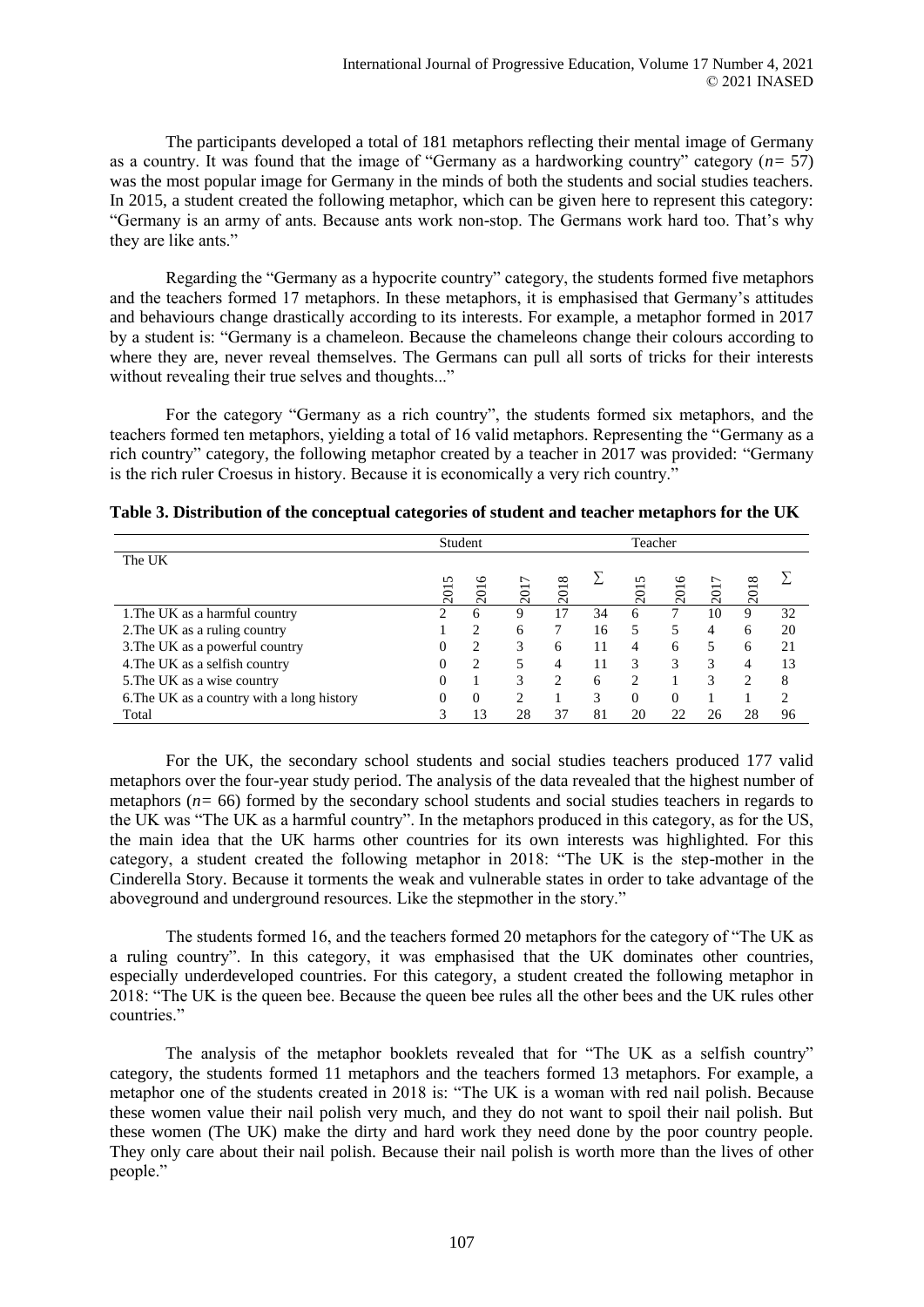The participants developed a total of 181 metaphors reflecting their mental image of Germany as a country. It was found that the image of "Germany as a hardworking country" category ($n= 57$) was the most popular image for Germany in the minds of both the students and social studies teachers. In 2015, a student created the following metaphor, which can be given here to represent this category: "Germany is an army of ants. Because ants work non-stop. The Germans work hard too. That's why they are like ants."

Regarding the "Germany as a hypocrite country" category, the students formed five metaphors and the teachers formed 17 metaphors. In these metaphors, it is emphasised that Germany's attitudes and behaviours change drastically according to its interests. For example, a metaphor formed in 2017 by a student is: "Germany is a chameleon. Because the chameleons change their colours according to where they are, never reveal themselves. The Germans can pull all sorts of tricks for their interests without revealing their true selves and thoughts..."

For the category "Germany as a rich country", the students formed six metaphors, and the teachers formed ten metaphors, yielding a total of 16 valid metaphors. Representing the "Germany as a rich country" category, the following metaphor created by a teacher in 2017 was provided: "Germany is the rich ruler Croesus in history. Because it is economically a very rich country."

**Table 3. Distribution of the conceptual categories of student and teacher metaphors for the UK**

| | Student | | | | | Teacher | | | | |
|---|---|---|---|---|---|---|---|---|---|---|
| The UK | 2015 | 2016 | 2017 | 2018 | ∑ | 2015 | 2016 | 2017 | 2018 | ∑ |
| 1.The UK as a harmful country | 2 | 6 | 9 | 17 | 34 | 6 | 7 | 10 | 9 | 32 |
| 2.The UK as a ruling country | 1 | 2 | 6 | 7 | 16 | 5 | 5 | 4 | 6 | 20 |
| 3.The UK as a powerful country | 0 | 2 | 3 | 6 | 11 | 4 | 6 | 5 | 6 | 21 |
| 4.The UK as a selfish country | 0 | 2 | 5 | 4 | 11 | 3 | 3 | 3 | 4 | 13 |
| 5.The UK as a wise country | 0 | 1 | 3 | 2 | 6 | 2 | 1 | 3 | 2 | 8 |
| 6.The UK as a country with a long history | 0 | 0 | 2 | 1 | 3 | 0 | 0 | 1 | 1 | 2 |
| Total | 3 | 13 | 28 | 37 | 81 | 20 | 22 | 26 | 28 | 96 |

For the UK, the secondary school students and social studies teachers produced 177 valid metaphors over the four-year study period. The analysis of the data revealed that the highest number of metaphors ($n= 66$) formed by the secondary school students and social studies teachers in regards to the UK was "The UK as a harmful country". In the metaphors produced in this category, as for the US, the main idea that the UK harms other countries for its own interests was highlighted. For this category, a student created the following metaphor in 2018: "The UK is the step-mother in the Cinderella Story. Because it torments the weak and vulnerable states in order to take advantage of the aboveground and underground resources. Like the stepmother in the story."

The students formed 16, and the teachers formed 20 metaphors for the category of "The UK as a ruling country". In this category, it was emphasised that the UK dominates other countries, especially underdeveloped countries. For this category, a student created the following metaphor in 2018: "The UK is the queen bee. Because the queen bee rules all the other bees and the UK rules other countries."

The analysis of the metaphor booklets revealed that for "The UK as a selfish country" category, the students formed 11 metaphors and the teachers formed 13 metaphors. For example, a metaphor one of the students created in 2018 is: "The UK is a woman with red nail polish. Because these women value their nail polish very much, and they do not want to spoil their nail polish. But these women (The UK) make the dirty and hard work they need done by the poor country people. They only care about their nail polish. Because their nail polish is worth more than the lives of other people."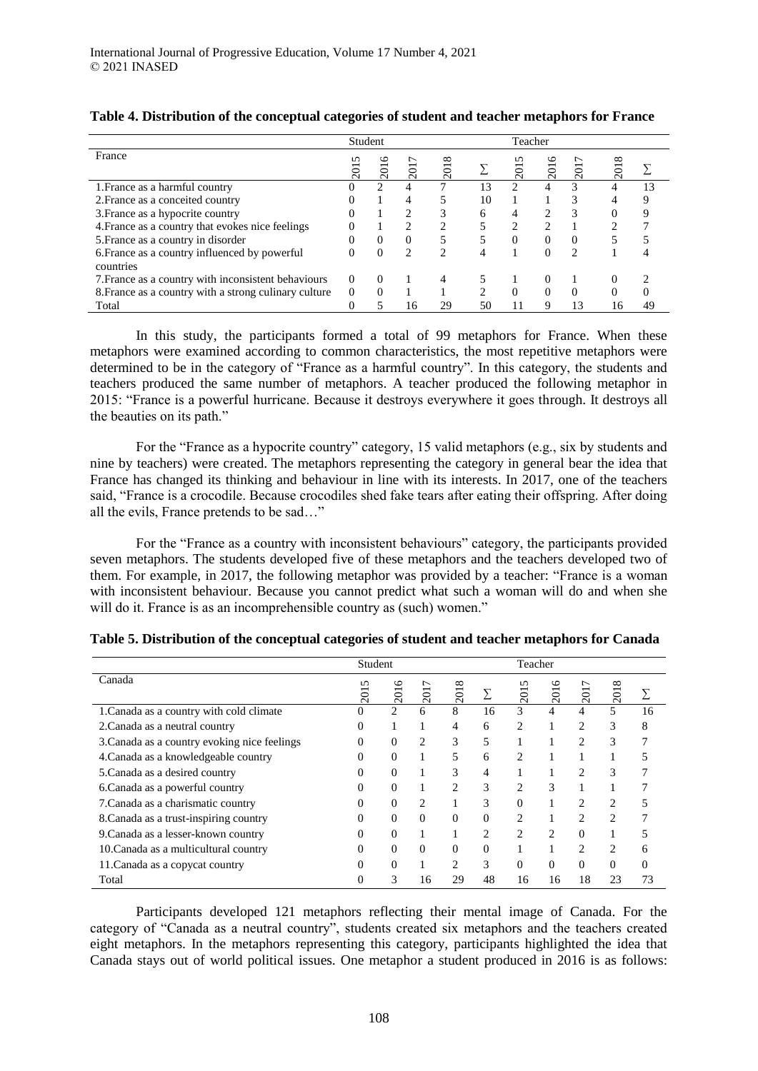**Table 4. Distribution of the conceptual categories of student and teacher metaphors for France**

| France | Student | | | | | Teacher | | | | |
|---|---|---|---|---|---|---|---|---|---|---|
| | 2015 | 2016 | 2017 | 2018 | ∑ | 2015 | 2016 | 2017 | 2018 | ∑ |
| 1.France as a harmful country | 0 | 2 | 4 | 7 | 13 | 2 | 4 | 3 | 4 | 13 |
| 2.France as a conceited country | 0 | 1 | 4 | 5 | 10 | 1 | 1 | 3 | 4 | 9 |
| 3.France as a hypocrite country | 0 | 1 | 2 | 3 | 6 | 4 | 2 | 3 | 0 | 9 |
| 4.France as a country that evokes nice feelings | 0 | 1 | 2 | 2 | 5 | 2 | 2 | 1 | 2 | 7 |
| 5.France as a country in disorder | 0 | 0 | 0 | 5 | 5 | 0 | 0 | 0 | 5 | 5 |
| 6.France as a country influenced by powerful countries | 0 | 0 | 2 | 2 | 4 | 1 | 0 | 2 | 1 | 4 |
| 7.France as a country with inconsistent behaviours | 0 | 0 | 1 | 4 | 5 | 1 | 0 | 1 | 0 | 2 |
| 8.France as a country with a strong culinary culture | 0 | 0 | 1 | 1 | 2 | 0 | 0 | 0 | 0 | 0 |
| Total | 0 | 5 | 16 | 29 | 50 | 11 | 9 | 13 | 16 | 49 |

In this study, the participants formed a total of 99 metaphors for France. When these metaphors were examined according to common characteristics, the most repetitive metaphors were determined to be in the category of "France as a harmful country". In this category, the students and teachers produced the same number of metaphors. A teacher produced the following metaphor in 2015: "France is a powerful hurricane. Because it destroys everywhere it goes through. It destroys all the beauties on its path."

For the "France as a hypocrite country" category, 15 valid metaphors (e.g., six by students and nine by teachers) were created. The metaphors representing the category in general bear the idea that France has changed its thinking and behaviour in line with its interests. In 2017, one of the teachers said, "France is a crocodile. Because crocodiles shed fake tears after eating their offspring. After doing all the evils, France pretends to be sad…"

For the "France as a country with inconsistent behaviours" category, the participants provided seven metaphors. The students developed five of these metaphors and the teachers developed two of them. For example, in 2017, the following metaphor was provided by a teacher: "France is a woman with inconsistent behaviour. Because you cannot predict what such a woman will do and when she will do it. France is as an incomprehensible country as (such) women."

**Table 5. Distribution of the conceptual categories of student and teacher metaphors for Canada**

| Canada | Student | | | | | Teacher | | | | |
|---|---|---|---|---|---|---|---|---|---|---|
| | 2015 | 2016 | 2017 | 2018 | ∑ | 2015 | 2016 | 2017 | 2018 | ∑ |
| 1.Canada as a country with cold climate | 0 | 2 | 6 | 8 | 16 | 3 | 4 | 4 | 5 | 16 |
| 2.Canada as a neutral country | 0 | 1 | 1 | 4 | 6 | 2 | 1 | 2 | 3 | 8 |
| 3.Canada as a country evoking nice feelings | 0 | 0 | 2 | 3 | 5 | 1 | 1 | 2 | 3 | 7 |
| 4.Canada as a knowledgeable country | 0 | 0 | 1 | 5 | 6 | 2 | 1 | 1 | 1 | 5 |
| 5.Canada as a desired country | 0 | 0 | 1 | 3 | 4 | 1 | 1 | 2 | 3 | 7 |
| 6.Canada as a powerful country | 0 | 0 | 1 | 2 | 3 | 2 | 3 | 1 | 1 | 7 |
| 7.Canada as a charismatic country | 0 | 0 | 2 | 1 | 3 | 0 | 1 | 2 | 2 | 5 |
| 8.Canada as a trust-inspiring country | 0 | 0 | 0 | 0 | 0 | 2 | 1 | 2 | 2 | 7 |
| 9.Canada as a lesser-known country | 0 | 0 | 1 | 1 | 2 | 2 | 2 | 0 | 1 | 5 |
| 10.Canada as a multicultural country | 0 | 0 | 0 | 0 | 0 | 1 | 1 | 2 | 2 | 6 |
| 11.Canada as a copycat country | 0 | 0 | 1 | 2 | 3 | 0 | 0 | 0 | 0 | 0 |
| Total | 0 | 3 | 16 | 29 | 48 | 16 | 16 | 18 | 23 | 73 |

Participants developed 121 metaphors reflecting their mental image of Canada. For the category of "Canada as a neutral country", students created six metaphors and the teachers created eight metaphors. In the metaphors representing this category, participants highlighted the idea that Canada stays out of world political issues. One metaphor a student produced in 2016 is as follows: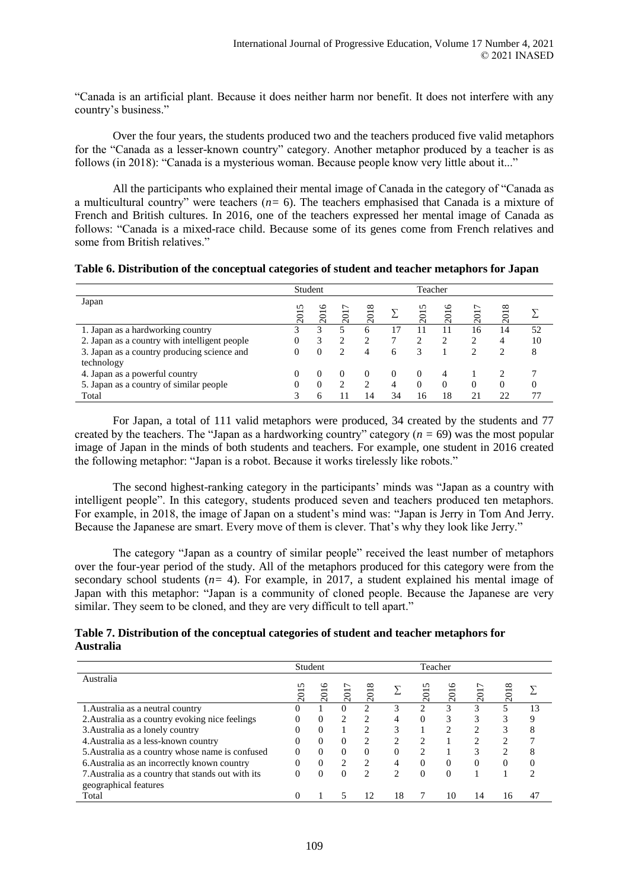"Canada is an artificial plant. Because it does neither harm nor benefit. It does not interfere with any country's business."

Over the four years, the students produced two and the teachers produced five valid metaphors for the "Canada as a lesser-known country" category. Another metaphor produced by a teacher is as follows (in 2018): "Canada is a mysterious woman. Because people know very little about it..."

All the participants who explained their mental image of Canada in the category of "Canada as a multicultural country" were teachers ($n = 6$). The teachers emphasised that Canada is a mixture of French and British cultures. In 2016, one of the teachers expressed her mental image of Canada as follows: "Canada is a mixed-race child. Because some of its genes come from French relatives and some from British relatives."

**Table 6. Distribution of the conceptual categories of student and teacher metaphors for Japan**

| | Student | | | | | Teacher | | | | |
|---|---|---|---|---|---|---|---|---|---|---|
| Japan | 2015 | 2016 | 2017 | 2018 | ∑ | 2015 | 2016 | 2017 | 2018 | ∑ |
| 1. Japan as a hardworking country | 3 | 3 | 5 | 6 | 17 | 11 | 11 | 16 | 14 | 52 |
| 2. Japan as a country with intelligent people | 0 | 3 | 2 | 2 | 7 | 2 | 2 | 2 | 4 | 10 |
| 3. Japan as a country producing science and technology | 0 | 0 | 2 | 4 | 6 | 3 | 1 | 2 | 2 | 8 |
| 4. Japan as a powerful country | 0 | 0 | 0 | 0 | 0 | 0 | 4 | 1 | 2 | 7 |
| 5. Japan as a country of similar people | 0 | 0 | 2 | 2 | 4 | 0 | 0 | 0 | 0 | 0 |
| Total | 3 | 6 | 11 | 14 | 34 | 16 | 18 | 21 | 22 | 77 |

For Japan, a total of 111 valid metaphors were produced, 34 created by the students and 77 created by the teachers. The "Japan as a hardworking country" category ($n = 69$) was the most popular image of Japan in the minds of both students and teachers. For example, one student in 2016 created the following metaphor: "Japan is a robot. Because it works tirelessly like robots."

The second highest-ranking category in the participants' minds was "Japan as a country with intelligent people". In this category, students produced seven and teachers produced ten metaphors. For example, in 2018, the image of Japan on a student's mind was: "Japan is Jerry in Tom And Jerry. Because the Japanese are smart. Every move of them is clever. That's why they look like Jerry."

The category "Japan as a country of similar people" received the least number of metaphors over the four-year period of the study. All of the metaphors produced for this category were from the secondary school students ($n = 4$). For example, in 2017, a student explained his mental image of Japan with this metaphor: "Japan is a community of cloned people. Because the Japanese are very similar. They seem to be cloned, and they are very difficult to tell apart."

**Table 7. Distribution of the conceptual categories of student and teacher metaphors for Australia**

| | Student | | | | | Teacher | | | | |
|---|---|---|---|---|---|---|---|---|---|---|
| Australia | 2015 | 2016 | 2017 | 2018 | ∑ | 2015 | 2016 | 2017 | 2018 | ∑ |
| 1. Australia as a neutral country | 0 | 1 | 0 | 2 | 3 | 2 | 3 | 3 | 5 | 13 |
| 2. Australia as a country evoking nice feelings | 0 | 0 | 2 | 2 | 4 | 0 | 3 | 3 | 3 | 9 |
| 3. Australia as a lonely country | 0 | 0 | 1 | 2 | 3 | 1 | 2 | 2 | 3 | 8 |
| 4. Australia as a less-known country | 0 | 0 | 0 | 2 | 2 | 2 | 1 | 2 | 2 | 7 |
| 5. Australia as a country whose name is confused | 0 | 0 | 0 | 0 | 0 | 2 | 1 | 3 | 2 | 8 |
| 6. Australia as an incorrectly known country | 0 | 0 | 2 | 2 | 4 | 0 | 0 | 0 | 0 | 0 |
| 7. Australia as a country that stands out with its geographical features | 0 | 0 | 0 | 2 | 2 | 0 | 0 | 1 | 1 | 2 |
| Total | 0 | 1 | 5 | 12 | 18 | 7 | 10 | 14 | 16 | 47 |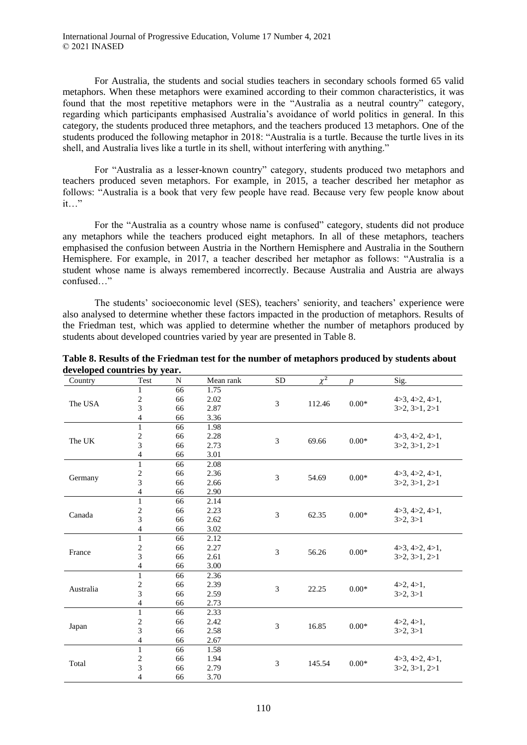For Australia, the students and social studies teachers in secondary schools formed 65 valid metaphors. When these metaphors were examined according to their common characteristics, it was found that the most repetitive metaphors were in the "Australia as a neutral country" category, regarding which participants emphasised Australia's avoidance of world politics in general. In this category, the students produced three metaphors, and the teachers produced 13 metaphors. One of the students produced the following metaphor in 2018: "Australia is a turtle. Because the turtle lives in its shell, and Australia lives like a turtle in its shell, without interfering with anything."

For "Australia as a lesser-known country" category, students produced two metaphors and teachers produced seven metaphors. For example, in 2015, a teacher described her metaphor as follows: "Australia is a book that very few people have read. Because very few people know about it…"

For the "Australia as a country whose name is confused" category, students did not produce any metaphors while the teachers produced eight metaphors. In all of these metaphors, teachers emphasised the confusion between Austria in the Northern Hemisphere and Australia in the Southern Hemisphere. For example, in 2017, a teacher described her metaphor as follows: "Australia is a student whose name is always remembered incorrectly. Because Australia and Austria are always confused…"

The students' socioeconomic level (SES), teachers' seniority, and teachers' experience were also analysed to determine whether these factors impacted in the production of metaphors. Results of the Friedman test, which was applied to determine whether the number of metaphors produced by students about developed countries varied by year are presented in Table 8.

**Table 8. Results of the Friedman test for the number of metaphors produced by students about developed countries by year.**

| Country | Test | N | Mean rank | SD | $\chi^2$ | $p$ | Sig. |
|---|---|---|---|---|---|---|---|
| The USA | 1 | 66 | 1.75 | 3 | 112.46 | 0.00* | 4>3, 4>2, 4>1, 3>2, 3>1, 2>1 |
| | 2 | 66 | 2.02 | | | | |
| | 3 | 66 | 2.87 | | | | |
| | 4 | 66 | 3.36 | | | | |
| The UK | 1 | 66 | 1.98 | 3 | 69.66 | 0.00* | 4>3, 4>2, 4>1, 3>2, 3>1, 2>1 |
| | 2 | 66 | 2.28 | | | | |
| | 3 | 66 | 2.73 | | | | |
| | 4 | 66 | 3.01 | | | | |
| Germany | 1 | 66 | 2.08 | 3 | 54.69 | 0.00* | 4>3, 4>2, 4>1, 3>2, 3>1, 2>1 |
| | 2 | 66 | 2.36 | | | | |
| | 3 | 66 | 2.66 | | | | |
| | 4 | 66 | 2.90 | | | | |
| Canada | 1 | 66 | 2.14 | 3 | 62.35 | 0.00* | 4>3, 4>2, 4>1, 3>2, 3>1 |
| | 2 | 66 | 2.23 | | | | |
| | 3 | 66 | 2.62 | | | | |
| | 4 | 66 | 3.02 | | | | |
| France | 1 | 66 | 2.12 | 3 | 56.26 | 0.00* | 4>3, 4>2, 4>1, 3>2, 3>1, 2>1 |
| | 2 | 66 | 2.27 | | | | |
| | 3 | 66 | 2.61 | | | | |
| | 4 | 66 | 3.00 | | | | |
| Australia | 1 | 66 | 2.36 | 3 | 22.25 | 0.00* | 4>2, 4>1, 3>2, 3>1 |
| | 2 | 66 | 2.39 | | | | |
| | 3 | 66 | 2.59 | | | | |
| | 4 | 66 | 2.73 | | | | |
| Japan | 1 | 66 | 2.33 | 3 | 16.85 | 0.00* | 4>2, 4>1, 3>2, 3>1 |
| | 2 | 66 | 2.42 | | | | |
| | 3 | 66 | 2.58 | | | | |
| | 4 | 66 | 2.67 | | | | |
| Total | 1 | 66 | 1.58 | 3 | 145.54 | 0.00* | 4>3, 4>2, 4>1, 3>2, 3>1, 2>1 |
| | 2 | 66 | 1.94 | | | | |
| | 3 | 66 | 2.79 | | | | |
| | 4 | 66 | 3.70 | | | | |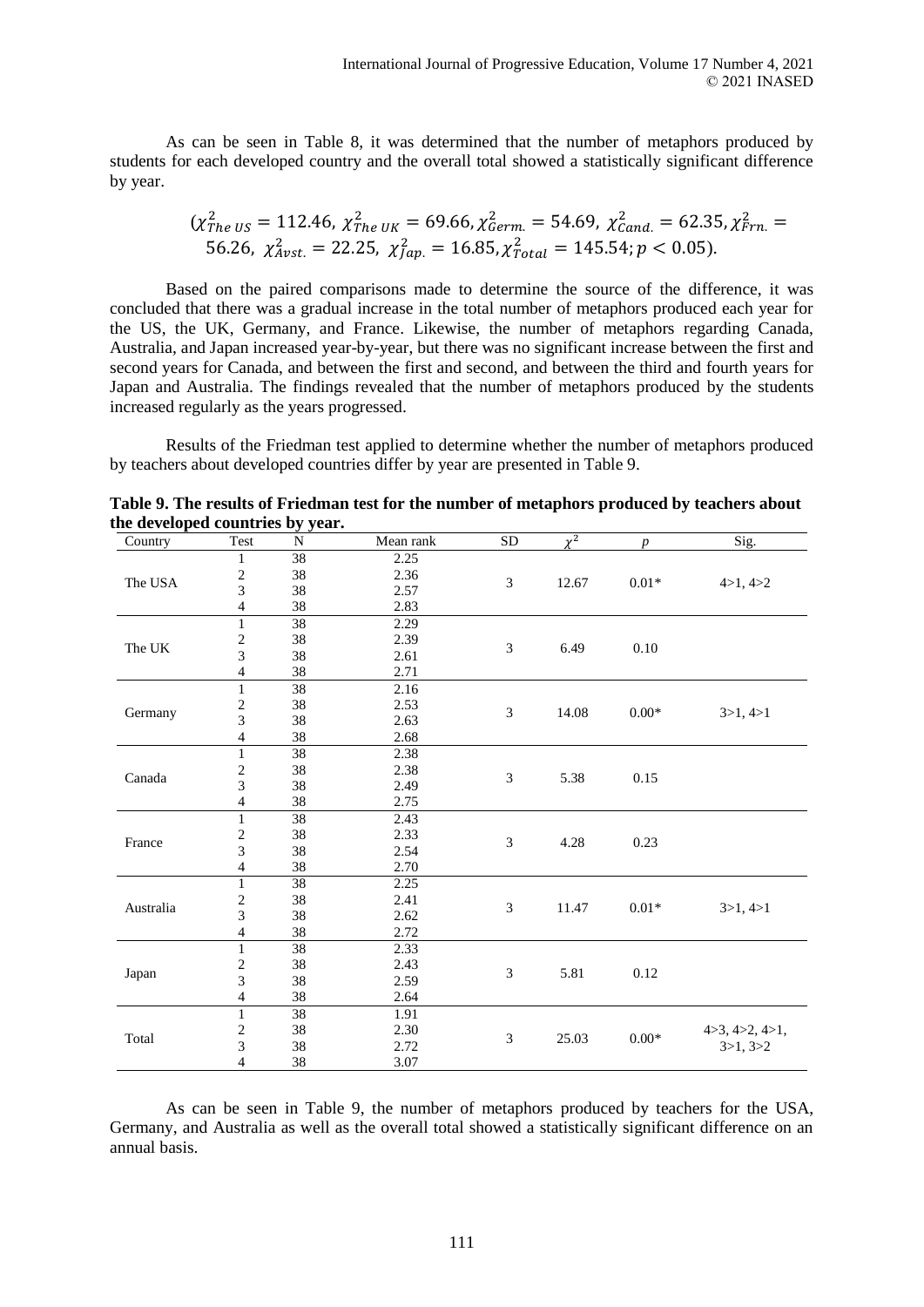As can be seen in Table 8, it was determined that the number of metaphors produced by students for each developed country and the overall total showed a statistically significant difference by year.

$$(\chi^2_{The\ US} = 112.46,\ \chi^2_{The\ UK} = 69.66, \chi^2_{Germ.} = 54.69,\ \chi^2_{Cand.} = 62.35, \chi^2_{Frn.} = 56.26,\ \chi^2_{Avst.} = 22.25,\ \chi^2_{Jap.} = 16.85, \chi^2_{Total} = 145.54; p < 0.05).$$

Based on the paired comparisons made to determine the source of the difference, it was concluded that there was a gradual increase in the total number of metaphors produced each year for the US, the UK, Germany, and France. Likewise, the number of metaphors regarding Canada, Australia, and Japan increased year-by-year, but there was no significant increase between the first and second years for Canada, and between the first and second, and between the third and fourth years for Japan and Australia. The findings revealed that the number of metaphors produced by the students increased regularly as the years progressed.

Results of the Friedman test applied to determine whether the number of metaphors produced by teachers about developed countries differ by year are presented in Table 9.

**Table 9. The results of Friedman test for the number of metaphors produced by teachers about the developed countries by year.**

| Country | Test | N | Mean rank | SD | $\chi^2$ | $p$ | Sig. |
|---|---|---|---|---|---|---|---|
| The USA | 1 | 38 | 2.25 | 3 | 12.67 | 0.01* | 4>1, 4>2 |
| | 2 | 38 | 2.36 | | | | |
| | 3 | 38 | 2.57 | | | | |
| | 4 | 38 | 2.83 | | | | |
| The UK | 1 | 38 | 2.29 | 3 | 6.49 | 0.10 | |
| | 2 | 38 | 2.39 | | | | |
| | 3 | 38 | 2.61 | | | | |
| | 4 | 38 | 2.71 | | | | |
| Germany | 1 | 38 | 2.16 | 3 | 14.08 | 0.00* | 3>1, 4>1 |
| | 2 | 38 | 2.53 | | | | |
| | 3 | 38 | 2.63 | | | | |
| | 4 | 38 | 2.68 | | | | |
| Canada | 1 | 38 | 2.38 | 3 | 5.38 | 0.15 | |
| | 2 | 38 | 2.38 | | | | |
| | 3 | 38 | 2.49 | | | | |
| | 4 | 38 | 2.75 | | | | |
| France | 1 | 38 | 2.43 | 3 | 4.28 | 0.23 | |
| | 2 | 38 | 2.33 | | | | |
| | 3 | 38 | 2.54 | | | | |
| | 4 | 38 | 2.70 | | | | |
| Australia | 1 | 38 | 2.25 | 3 | 11.47 | 0.01* | 3>1, 4>1 |
| | 2 | 38 | 2.41 | | | | |
| | 3 | 38 | 2.62 | | | | |
| | 4 | 38 | 2.72 | | | | |
| Japan | 1 | 38 | 2.33 | 3 | 5.81 | 0.12 | |
| | 2 | 38 | 2.43 | | | | |
| | 3 | 38 | 2.59 | | | | |
| | 4 | 38 | 2.64 | | | | |
| Total | 1 | 38 | 1.91 | 3 | 25.03 | 0.00* | 4>3, 4>2, 4>1, 3>1, 3>2 |
| | 2 | 38 | 2.30 | | | | |
| | 3 | 38 | 2.72 | | | | |
| | 4 | 38 | 3.07 | | | | |

As can be seen in Table 9, the number of metaphors produced by teachers for the USA, Germany, and Australia as well as the overall total showed a statistically significant difference on an annual basis.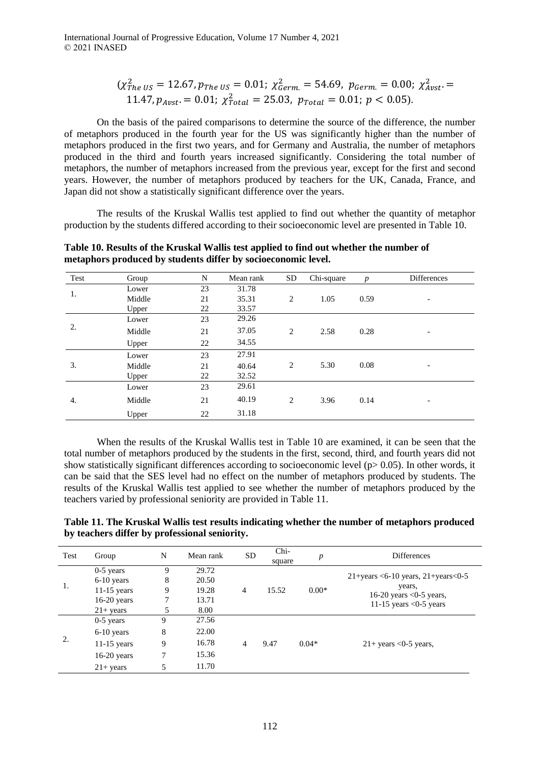$(\chi^2_{The\ US} = 12.67, p_{The\ US} = 0.01;\ \chi^2_{Germ.} = 54.69,\ p_{Germ.} = 0.00;\ \chi^2_{Avst.} = 11.47, p_{Avst.} = 0.01;\ \chi^2_{Total} = 25.03,\ p_{Total} = 0.01;\ p < 0.05)$.

On the basis of the paired comparisons to determine the source of the difference, the number of metaphors produced in the fourth year for the US was significantly higher than the number of metaphors produced in the first two years, and for Germany and Australia, the number of metaphors produced in the third and fourth years increased significantly. Considering the total number of metaphors, the number of metaphors increased from the previous year, except for the first and second years. However, the number of metaphors produced by teachers for the UK, Canada, France, and Japan did not show a statistically significant difference over the years.

The results of the Kruskal Wallis test applied to find out whether the quantity of metaphor production by the students differed according to their socioeconomic level are presented in Table 10.

**Table 10. Results of the Kruskal Wallis test applied to find out whether the number of metaphors produced by students differ by socioeconomic level.**

| Test | Group | N | Mean rank | SD | Chi-square | *p* | Differences |
|---|---|---|---|---|---|---|---|
| 1. | Lower | 23 | 31.78 | 2 | 1.05 | 0.59 | - |
| | Middle | 21 | 35.31 | | | | |
| | Upper | 22 | 33.57 | | | | |
| 2. | Lower | 23 | 29.26 | 2 | 2.58 | 0.28 | - |
| | Middle | 21 | 37.05 | | | | |
| | Upper | 22 | 34.55 | | | | |
| 3. | Lower | 23 | 27.91 | 2 | 5.30 | 0.08 | - |
| | Middle | 21 | 40.64 | | | | |
| | Upper | 22 | 32.52 | | | | |
| 4. | Lower | 23 | 29.61 | 2 | 3.96 | 0.14 | - |
| | Middle | 21 | 40.19 | | | | |
| | Upper | 22 | 31.18 | | | | |

When the results of the Kruskal Wallis test in Table 10 are examined, it can be seen that the total number of metaphors produced by the students in the first, second, third, and fourth years did not show statistically significant differences according to socioeconomic level ($p > 0.05$). In other words, it can be said that the SES level had no effect on the number of metaphors produced by students. The results of the Kruskal Wallis test applied to see whether the number of metaphors produced by the teachers varied by professional seniority are provided in Table 11.

**Table 11. The Kruskal Wallis test results indicating whether the number of metaphors produced by teachers differ by professional seniority.**

| Test | Group | N | Mean rank | SD | Chi-square | *p* | Differences |
|---|---|---|---|---|---|---|---|
| 1. | 0-5 years | 9 | 29.72 | 4 | 15.52 | 0.00* | 21+years <6-10 years, 21+years<0-5 years, 16-20 years <0-5 years, 11-15 years <0-5 years |
| | 6-10 years | 8 | 20.50 | | | | |
| | 11-15 years | 9 | 19.28 | | | | |
| | 16-20 years | 7 | 13.71 | | | | |
| | 21+ years | 5 | 8.00 | | | | |
| 2. | 0-5 years | 9 | 27.56 | 4 | 9.47 | 0.04* | 21+ years <0-5 years, |
| | 6-10 years | 8 | 22.00 | | | | |
| | 11-15 years | 9 | 16.78 | | | | |
| | 16-20 years | 7 | 15.36 | | | | |
| | 21+ years | 5 | 11.70 | | | | |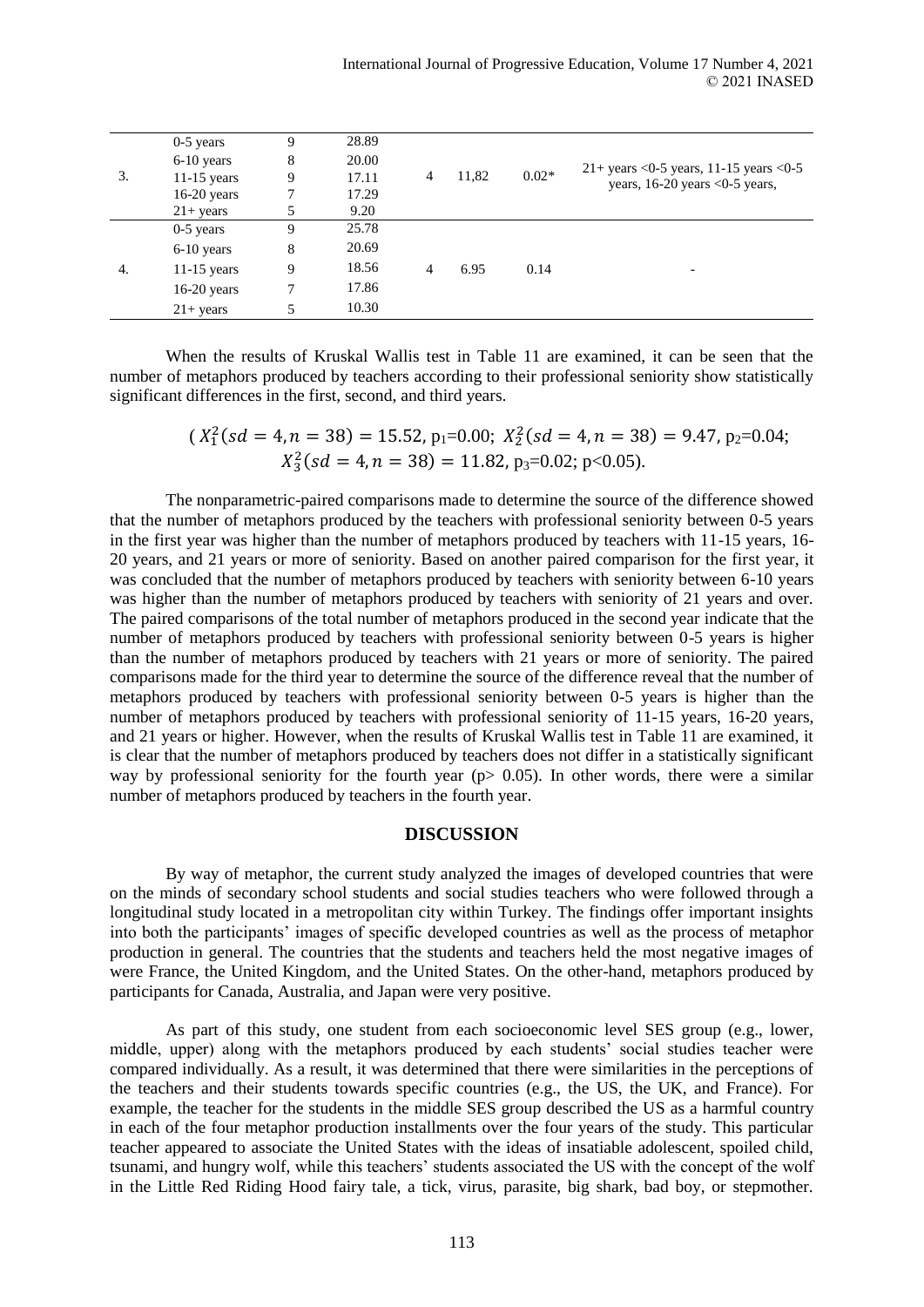| | | | | | | | |
|---|---|---|---|---|---|---|---|
| 3. | 0-5 years | 9 | 28.89 | 4 | 11,82 | 0.02* | 21+ years <0-5 years, 11-15 years <0-5 years, 16-20 years <0-5 years, |
| | 6-10 years | 8 | 20.00 | | | | |
| | 11-15 years | 9 | 17.11 | | | | |
| | 16-20 years | 7 | 17.29 | | | | |
| | 21+ years | 5 | 9.20 | | | | |
| 4. | 0-5 years | 9 | 25.78 | 4 | 6.95 | 0.14 | - |
| | 6-10 years | 8 | 20.69 | | | | |
| | 11-15 years | 9 | 18.56 | | | | |
| | 16-20 years | 7 | 17.86 | | | | |
| | 21+ years | 5 | 10.30 | | | | |

When the results of Kruskal Wallis test in Table 11 are examined, it can be seen that the number of metaphors produced by teachers according to their professional seniority show statistically significant differences in the first, second, and third years.

$$( X_1^2(sd = 4, n = 38) = 15.52, \ p_1{=}0.00; \ X_2^2(sd = 4, n = 38) = 9.47, \ p_2{=}0.04;$$
$$X_3^2(sd = 4, n = 38) = 11.82, \ p_3{=}0.02; \ p<0.05).$$

The nonparametric-paired comparisons made to determine the source of the difference showed that the number of metaphors produced by the teachers with professional seniority between 0-5 years in the first year was higher than the number of metaphors produced by teachers with 11-15 years, 16-20 years, and 21 years or more of seniority. Based on another paired comparison for the first year, it was concluded that the number of metaphors produced by teachers with seniority between 6-10 years was higher than the number of metaphors produced by teachers with seniority of 21 years and over. The paired comparisons of the total number of metaphors produced in the second year indicate that the number of metaphors produced by teachers with professional seniority between 0-5 years is higher than the number of metaphors produced by teachers with 21 years or more of seniority. The paired comparisons made for the third year to determine the source of the difference reveal that the number of metaphors produced by teachers with professional seniority between 0-5 years is higher than the number of metaphors produced by teachers with professional seniority of 11-15 years, 16-20 years, and 21 years or higher. However, when the results of Kruskal Wallis test in Table 11 are examined, it is clear that the number of metaphors produced by teachers does not differ in a statistically significant way by professional seniority for the fourth year ($p > 0.05$). In other words, there were a similar number of metaphors produced by teachers in the fourth year.

## DISCUSSION

By way of metaphor, the current study analyzed the images of developed countries that were on the minds of secondary school students and social studies teachers who were followed through a longitudinal study located in a metropolitan city within Turkey. The findings offer important insights into both the participants' images of specific developed countries as well as the process of metaphor production in general. The countries that the students and teachers held the most negative images of were France, the United Kingdom, and the United States. On the other-hand, metaphors produced by participants for Canada, Australia, and Japan were very positive.

As part of this study, one student from each socioeconomic level SES group (e.g., lower, middle, upper) along with the metaphors produced by each students' social studies teacher were compared individually. As a result, it was determined that there were similarities in the perceptions of the teachers and their students towards specific countries (e.g., the US, the UK, and France). For example, the teacher for the students in the middle SES group described the US as a harmful country in each of the four metaphor production installments over the four years of the study. This particular teacher appeared to associate the United States with the ideas of insatiable adolescent, spoiled child, tsunami, and hungry wolf, while this teachers' students associated the US with the concept of the wolf in the Little Red Riding Hood fairy tale, a tick, virus, parasite, big shark, bad boy, or stepmother.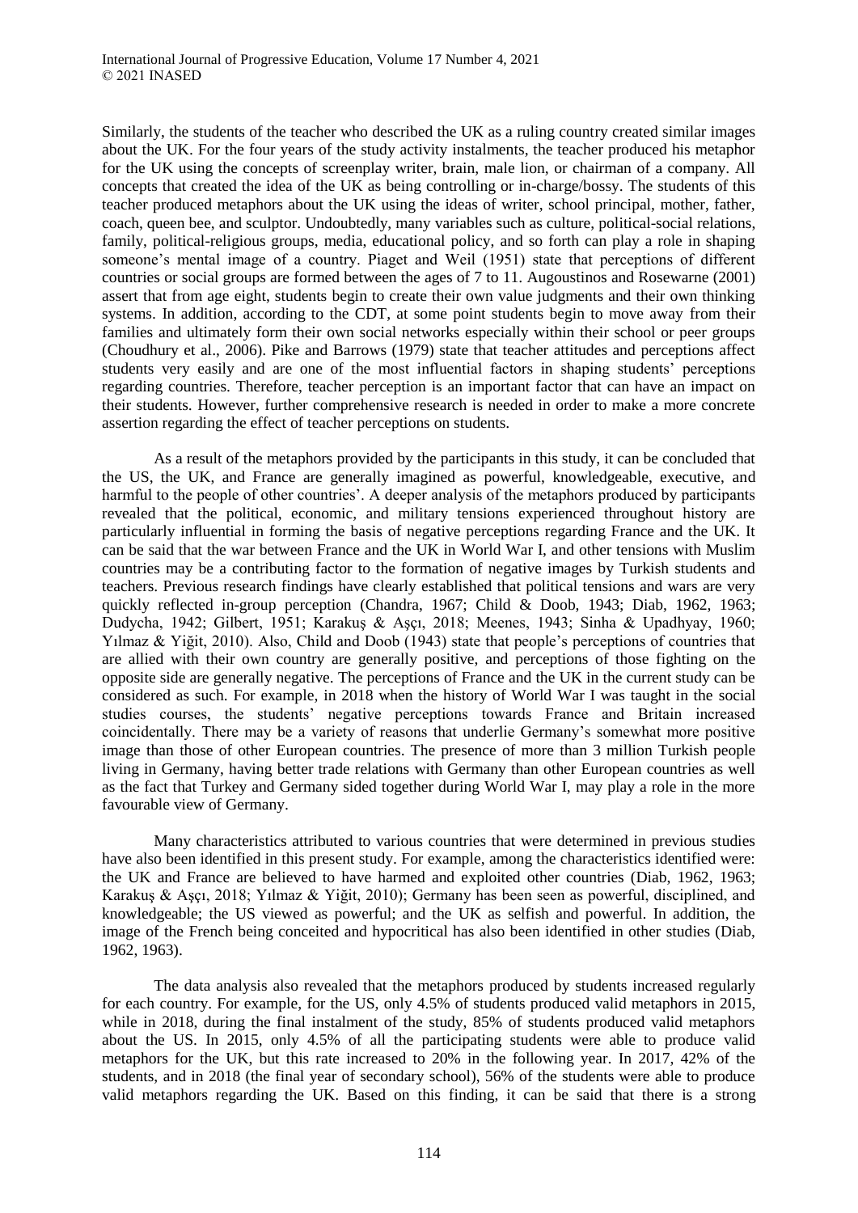Similarly, the students of the teacher who described the UK as a ruling country created similar images about the UK. For the four years of the study activity instalments, the teacher produced his metaphor for the UK using the concepts of screenplay writer, brain, male lion, or chairman of a company. All concepts that created the idea of the UK as being controlling or in-charge/bossy. The students of this teacher produced metaphors about the UK using the ideas of writer, school principal, mother, father, coach, queen bee, and sculptor. Undoubtedly, many variables such as culture, political-social relations, family, political-religious groups, media, educational policy, and so forth can play a role in shaping someone's mental image of a country. Piaget and Weil (1951) state that perceptions of different countries or social groups are formed between the ages of 7 to 11. Augoustinos and Rosewarne (2001) assert that from age eight, students begin to create their own value judgments and their own thinking systems. In addition, according to the CDT, at some point students begin to move away from their families and ultimately form their own social networks especially within their school or peer groups (Choudhury et al., 2006). Pike and Barrows (1979) state that teacher attitudes and perceptions affect students very easily and are one of the most influential factors in shaping students' perceptions regarding countries. Therefore, teacher perception is an important factor that can have an impact on their students. However, further comprehensive research is needed in order to make a more concrete assertion regarding the effect of teacher perceptions on students.

As a result of the metaphors provided by the participants in this study, it can be concluded that the US, the UK, and France are generally imagined as powerful, knowledgeable, executive, and harmful to the people of other countries'. A deeper analysis of the metaphors produced by participants revealed that the political, economic, and military tensions experienced throughout history are particularly influential in forming the basis of negative perceptions regarding France and the UK. It can be said that the war between France and the UK in World War I, and other tensions with Muslim countries may be a contributing factor to the formation of negative images by Turkish students and teachers. Previous research findings have clearly established that political tensions and wars are very quickly reflected in-group perception (Chandra, 1967; Child & Doob, 1943; Diab, 1962, 1963; Dudycha, 1942; Gilbert, 1951; Karakuş & Aşçı, 2018; Meenes, 1943; Sinha & Upadhyay, 1960; Yılmaz & Yiğit, 2010). Also, Child and Doob (1943) state that people's perceptions of countries that are allied with their own country are generally positive, and perceptions of those fighting on the opposite side are generally negative. The perceptions of France and the UK in the current study can be considered as such. For example, in 2018 when the history of World War I was taught in the social studies courses, the students' negative perceptions towards France and Britain increased coincidentally. There may be a variety of reasons that underlie Germany's somewhat more positive image than those of other European countries. The presence of more than 3 million Turkish people living in Germany, having better trade relations with Germany than other European countries as well as the fact that Turkey and Germany sided together during World War I, may play a role in the more favourable view of Germany.

Many characteristics attributed to various countries that were determined in previous studies have also been identified in this present study. For example, among the characteristics identified were: the UK and France are believed to have harmed and exploited other countries (Diab, 1962, 1963; Karakuş & Aşçı, 2018; Yılmaz & Yiğit, 2010); Germany has been seen as powerful, disciplined, and knowledgeable; the US viewed as powerful; and the UK as selfish and powerful. In addition, the image of the French being conceited and hypocritical has also been identified in other studies (Diab, 1962, 1963).

The data analysis also revealed that the metaphors produced by students increased regularly for each country. For example, for the US, only 4.5% of students produced valid metaphors in 2015, while in 2018, during the final instalment of the study, 85% of students produced valid metaphors about the US. In 2015, only 4.5% of all the participating students were able to produce valid metaphors for the UK, but this rate increased to 20% in the following year. In 2017, 42% of the students, and in 2018 (the final year of secondary school), 56% of the students were able to produce valid metaphors regarding the UK. Based on this finding, it can be said that there is a strong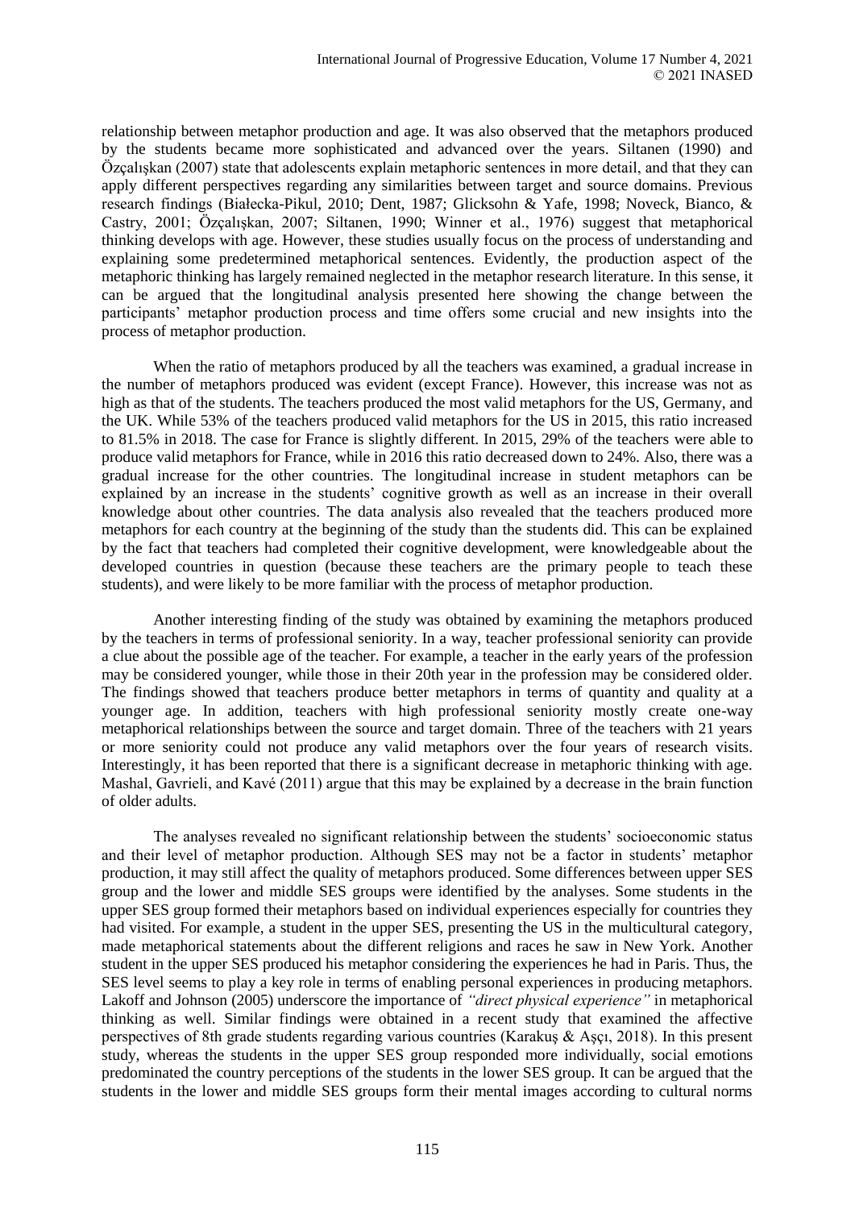relationship between metaphor production and age. It was also observed that the metaphors produced by the students became more sophisticated and advanced over the years. Siltanen (1990) and Özçalışkan (2007) state that adolescents explain metaphoric sentences in more detail, and that they can apply different perspectives regarding any similarities between target and source domains. Previous research findings (Białecka-Pikul, 2010; Dent, 1987; Glicksohn & Yafe, 1998; Noveck, Bianco, & Castry, 2001; Özçalışkan, 2007; Siltanen, 1990; Winner et al., 1976) suggest that metaphorical thinking develops with age. However, these studies usually focus on the process of understanding and explaining some predetermined metaphorical sentences. Evidently, the production aspect of the metaphoric thinking has largely remained neglected in the metaphor research literature. In this sense, it can be argued that the longitudinal analysis presented here showing the change between the participants' metaphor production process and time offers some crucial and new insights into the process of metaphor production.

When the ratio of metaphors produced by all the teachers was examined, a gradual increase in the number of metaphors produced was evident (except France). However, this increase was not as high as that of the students. The teachers produced the most valid metaphors for the US, Germany, and the UK. While 53% of the teachers produced valid metaphors for the US in 2015, this ratio increased to 81.5% in 2018. The case for France is slightly different. In 2015, 29% of the teachers were able to produce valid metaphors for France, while in 2016 this ratio decreased down to 24%. Also, there was a gradual increase for the other countries. The longitudinal increase in student metaphors can be explained by an increase in the students' cognitive growth as well as an increase in their overall knowledge about other countries. The data analysis also revealed that the teachers produced more metaphors for each country at the beginning of the study than the students did. This can be explained by the fact that teachers had completed their cognitive development, were knowledgeable about the developed countries in question (because these teachers are the primary people to teach these students), and were likely to be more familiar with the process of metaphor production.

Another interesting finding of the study was obtained by examining the metaphors produced by the teachers in terms of professional seniority. In a way, teacher professional seniority can provide a clue about the possible age of the teacher. For example, a teacher in the early years of the profession may be considered younger, while those in their 20th year in the profession may be considered older. The findings showed that teachers produce better metaphors in terms of quantity and quality at a younger age. In addition, teachers with high professional seniority mostly create one-way metaphorical relationships between the source and target domain. Three of the teachers with 21 years or more seniority could not produce any valid metaphors over the four years of research visits. Interestingly, it has been reported that there is a significant decrease in metaphoric thinking with age. Mashal, Gavrieli, and Kavé (2011) argue that this may be explained by a decrease in the brain function of older adults.

The analyses revealed no significant relationship between the students' socioeconomic status and their level of metaphor production. Although SES may not be a factor in students' metaphor production, it may still affect the quality of metaphors produced. Some differences between upper SES group and the lower and middle SES groups were identified by the analyses. Some students in the upper SES group formed their metaphors based on individual experiences especially for countries they had visited. For example, a student in the upper SES, presenting the US in the multicultural category, made metaphorical statements about the different religions and races he saw in New York. Another student in the upper SES produced his metaphor considering the experiences he had in Paris. Thus, the SES level seems to play a key role in terms of enabling personal experiences in producing metaphors. Lakoff and Johnson (2005) underscore the importance of *"direct physical experience"* in metaphorical thinking as well. Similar findings were obtained in a recent study that examined the affective perspectives of 8th grade students regarding various countries (Karakuş & Aşçı, 2018). In this present study, whereas the students in the upper SES group responded more individually, social emotions predominated the country perceptions of the students in the lower SES group. It can be argued that the students in the lower and middle SES groups form their mental images according to cultural norms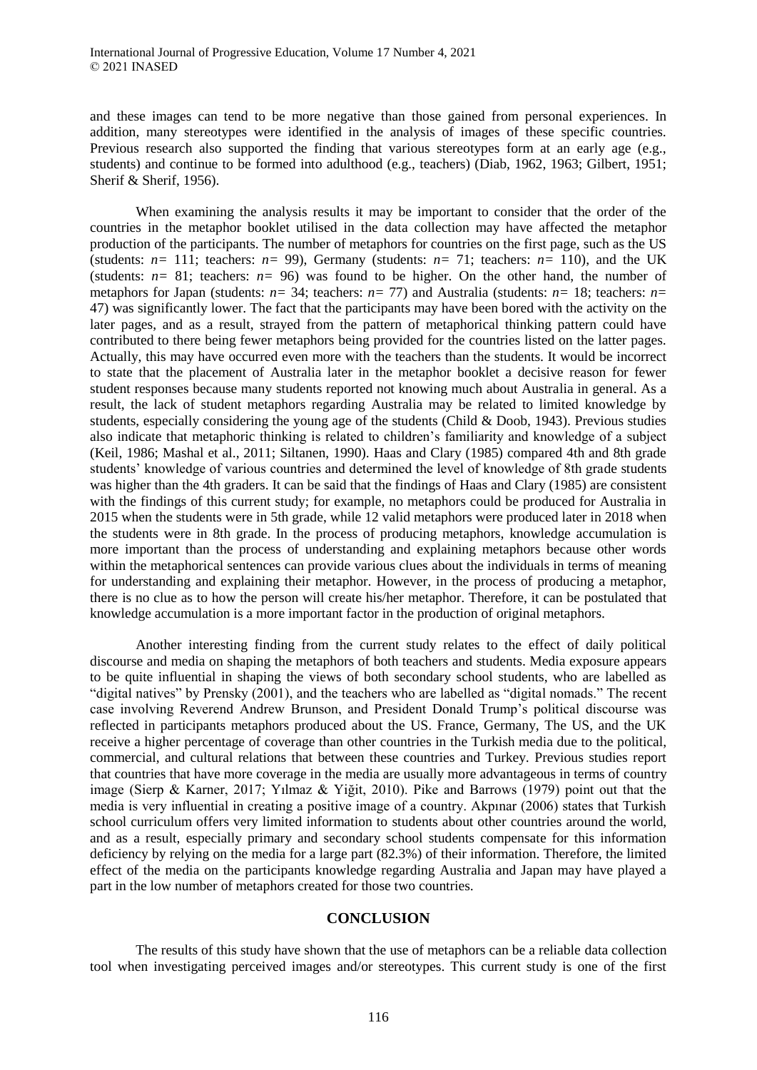and these images can tend to be more negative than those gained from personal experiences. In addition, many stereotypes were identified in the analysis of images of these specific countries. Previous research also supported the finding that various stereotypes form at an early age (e.g., students) and continue to be formed into adulthood (e.g., teachers) (Diab, 1962, 1963; Gilbert, 1951; Sherif & Sherif, 1956).

When examining the analysis results it may be important to consider that the order of the countries in the metaphor booklet utilised in the data collection may have affected the metaphor production of the participants. The number of metaphors for countries on the first page, such as the US (students: $n = 111$; teachers: $n = 99$), Germany (students: $n = 71$; teachers: $n = 110$), and the UK (students: $n = 81$; teachers: $n = 96$) was found to be higher. On the other hand, the number of metaphors for Japan (students: $n = 34$; teachers: $n = 77$) and Australia (students: $n = 18$; teachers: $n = 47$) was significantly lower. The fact that the participants may have been bored with the activity on the later pages, and as a result, strayed from the pattern of metaphorical thinking pattern could have contributed to there being fewer metaphors being provided for the countries listed on the latter pages. Actually, this may have occurred even more with the teachers than the students. It would be incorrect to state that the placement of Australia later in the metaphor booklet a decisive reason for fewer student responses because many students reported not knowing much about Australia in general. As a result, the lack of student metaphors regarding Australia may be related to limited knowledge by students, especially considering the young age of the students (Child & Doob, 1943). Previous studies also indicate that metaphoric thinking is related to children's familiarity and knowledge of a subject (Keil, 1986; Mashal et al., 2011; Siltanen, 1990). Haas and Clary (1985) compared 4th and 8th grade students' knowledge of various countries and determined the level of knowledge of 8th grade students was higher than the 4th graders. It can be said that the findings of Haas and Clary (1985) are consistent with the findings of this current study; for example, no metaphors could be produced for Australia in 2015 when the students were in 5th grade, while 12 valid metaphors were produced later in 2018 when the students were in 8th grade. In the process of producing metaphors, knowledge accumulation is more important than the process of understanding and explaining metaphors because other words within the metaphorical sentences can provide various clues about the individuals in terms of meaning for understanding and explaining their metaphor. However, in the process of producing a metaphor, there is no clue as to how the person will create his/her metaphor. Therefore, it can be postulated that knowledge accumulation is a more important factor in the production of original metaphors.

Another interesting finding from the current study relates to the effect of daily political discourse and media on shaping the metaphors of both teachers and students. Media exposure appears to be quite influential in shaping the views of both secondary school students, who are labelled as "digital natives" by Prensky (2001), and the teachers who are labelled as "digital nomads." The recent case involving Reverend Andrew Brunson, and President Donald Trump's political discourse was reflected in participants metaphors produced about the US. France, Germany, The US, and the UK receive a higher percentage of coverage than other countries in the Turkish media due to the political, commercial, and cultural relations that between these countries and Turkey. Previous studies report that countries that have more coverage in the media are usually more advantageous in terms of country image (Sierp & Karner, 2017; Yılmaz & Yiğit, 2010). Pike and Barrows (1979) point out that the media is very influential in creating a positive image of a country. Akpınar (2006) states that Turkish school curriculum offers very limited information to students about other countries around the world, and as a result, especially primary and secondary school students compensate for this information deficiency by relying on the media for a large part (82.3%) of their information. Therefore, the limited effect of the media on the participants knowledge regarding Australia and Japan may have played a part in the low number of metaphors created for those two countries.

## CONCLUSION

The results of this study have shown that the use of metaphors can be a reliable data collection tool when investigating perceived images and/or stereotypes. This current study is one of the first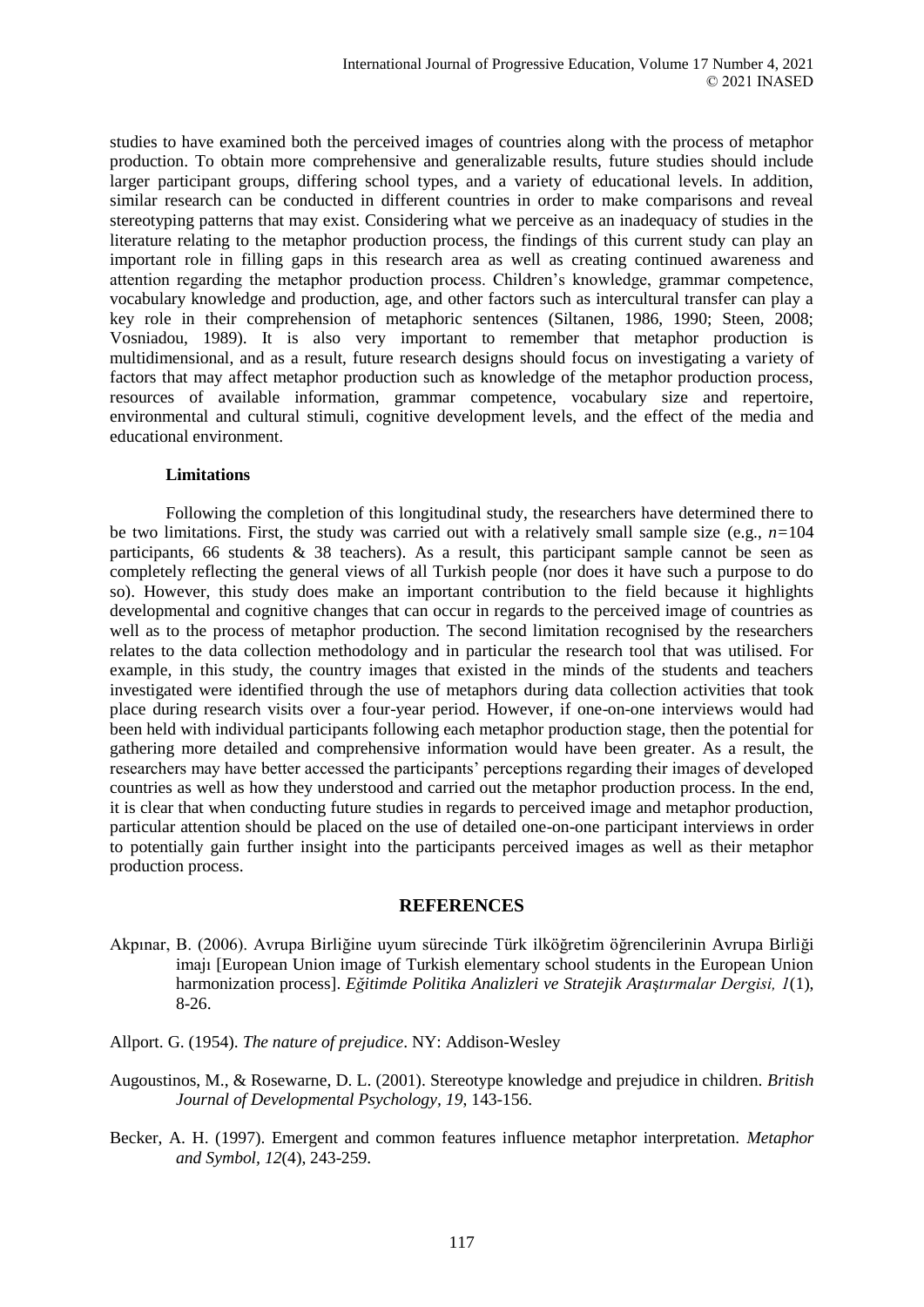studies to have examined both the perceived images of countries along with the process of metaphor production. To obtain more comprehensive and generalizable results, future studies should include larger participant groups, differing school types, and a variety of educational levels. In addition, similar research can be conducted in different countries in order to make comparisons and reveal stereotyping patterns that may exist. Considering what we perceive as an inadequacy of studies in the literature relating to the metaphor production process, the findings of this current study can play an important role in filling gaps in this research area as well as creating continued awareness and attention regarding the metaphor production process. Children's knowledge, grammar competence, vocabulary knowledge and production, age, and other factors such as intercultural transfer can play a key role in their comprehension of metaphoric sentences (Siltanen, 1986, 1990; Steen, 2008; Vosniadou, 1989). It is also very important to remember that metaphor production is multidimensional, and as a result, future research designs should focus on investigating a variety of factors that may affect metaphor production such as knowledge of the metaphor production process, resources of available information, grammar competence, vocabulary size and repertoire, environmental and cultural stimuli, cognitive development levels, and the effect of the media and educational environment.

### Limitations

Following the completion of this longitudinal study, the researchers have determined there to be two limitations. First, the study was carried out with a relatively small sample size (e.g., $n=104$ participants, 66 students & 38 teachers). As a result, this participant sample cannot be seen as completely reflecting the general views of all Turkish people (nor does it have such a purpose to do so). However, this study does make an important contribution to the field because it highlights developmental and cognitive changes that can occur in regards to the perceived image of countries as well as to the process of metaphor production. The second limitation recognised by the researchers relates to the data collection methodology and in particular the research tool that was utilised. For example, in this study, the country images that existed in the minds of the students and teachers investigated were identified through the use of metaphors during data collection activities that took place during research visits over a four-year period. However, if one-on-one interviews would had been held with individual participants following each metaphor production stage, then the potential for gathering more detailed and comprehensive information would have been greater. As a result, the researchers may have better accessed the participants' perceptions regarding their images of developed countries as well as how they understood and carried out the metaphor production process. In the end, it is clear that when conducting future studies in regards to perceived image and metaphor production, particular attention should be placed on the use of detailed one-on-one participant interviews in order to potentially gain further insight into the participants perceived images as well as their metaphor production process.

## REFERENCES

Akpınar, B. (2006). Avrupa Birliğine uyum sürecinde Türk ilköğretim öğrencilerinin Avrupa Birliği imajı [European Union image of Turkish elementary school students in the European Union harmonization process]. *Eğitimde Politika Analizleri ve Stratejik Araştırmalar Dergisi, 1*(1), 8-26.

Allport. G. (1954). *The nature of prejudice*. NY: Addison-Wesley

Augoustinos, M., & Rosewarne, D. L. (2001). Stereotype knowledge and prejudice in children. *British Journal of Developmental Psychology, 19*, 143-156.

Becker, A. H. (1997). Emergent and common features influence metaphor interpretation. *Metaphor and Symbol, 12*(4), 243-259.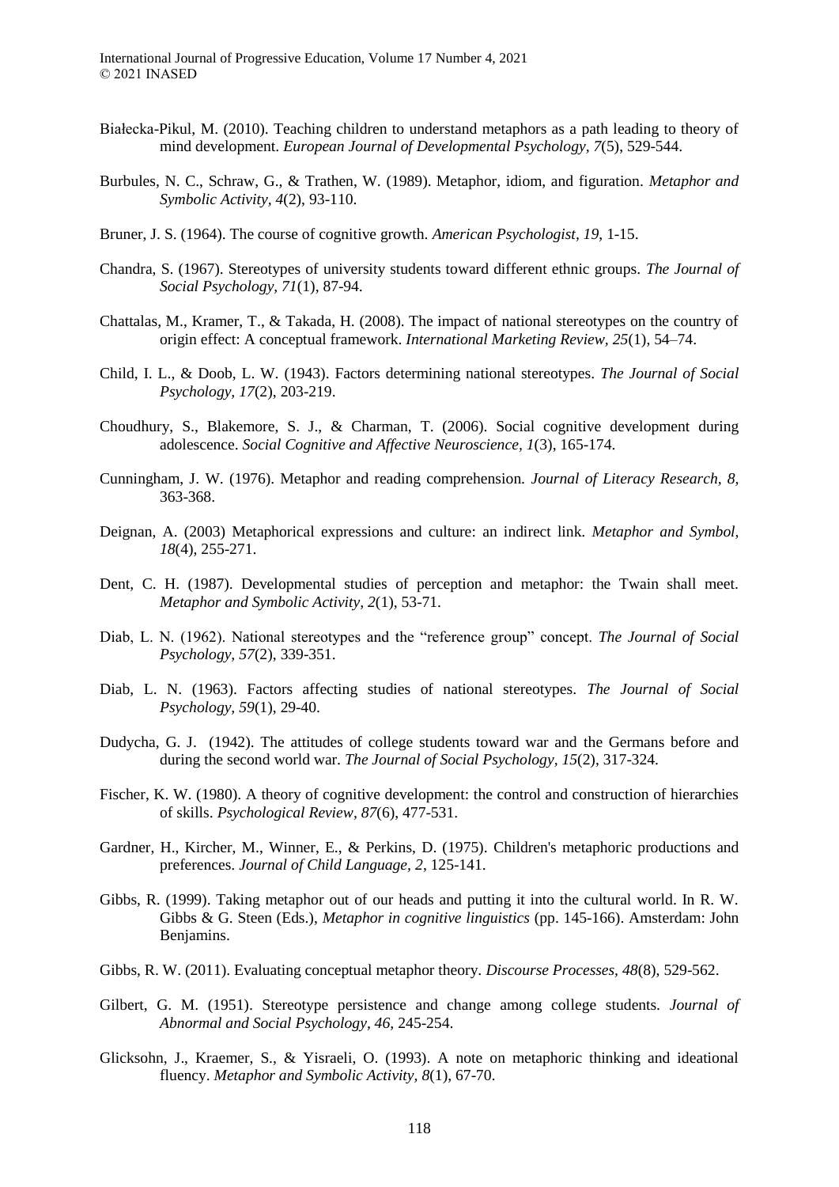Białecka-Pikul, M. (2010). Teaching children to understand metaphors as a path leading to theory of mind development. *European Journal of Developmental Psychology, 7*(5), 529-544.

Burbules, N. C., Schraw, G., & Trathen, W. (1989). Metaphor, idiom, and figuration. *Metaphor and Symbolic Activity, 4*(2), 93-110.

Bruner, J. S. (1964). The course of cognitive growth. *American Psychologist, 19*, 1-15.

Chandra, S. (1967). Stereotypes of university students toward different ethnic groups. *The Journal of Social Psychology, 71*(1), 87-94.

Chattalas, M., Kramer, T., & Takada, H. (2008). The impact of national stereotypes on the country of origin effect: A conceptual framework. *International Marketing Review, 25*(1), 54–74.

Child, I. L., & Doob, L. W. (1943). Factors determining national stereotypes. *The Journal of Social Psychology, 17*(2), 203-219.

Choudhury, S., Blakemore, S. J., & Charman, T. (2006). Social cognitive development during adolescence. *Social Cognitive and Affective Neuroscience, 1*(3), 165-174.

Cunningham, J. W. (1976). Metaphor and reading comprehension. *Journal of Literacy Research, 8*, 363-368.

Deignan, A. (2003) Metaphorical expressions and culture: an indirect link. *Metaphor and Symbol, 18*(4), 255-271.

Dent, C. H. (1987). Developmental studies of perception and metaphor: the Twain shall meet. *Metaphor and Symbolic Activity, 2*(1), 53-71.

Diab, L. N. (1962). National stereotypes and the "reference group" concept. *The Journal of Social Psychology, 57*(2), 339-351.

Diab, L. N. (1963). Factors affecting studies of national stereotypes. *The Journal of Social Psychology, 59*(1), 29-40.

Dudycha, G. J. (1942). The attitudes of college students toward war and the Germans before and during the second world war. *The Journal of Social Psychology, 15*(2), 317-324.

Fischer, K. W. (1980). A theory of cognitive development: the control and construction of hierarchies of skills. *Psychological Review, 87*(6), 477-531.

Gardner, H., Kircher, M., Winner, E., & Perkins, D. (1975). Children's metaphoric productions and preferences. *Journal of Child Language, 2*, 125-141.

Gibbs, R. (1999). Taking metaphor out of our heads and putting it into the cultural world. In R. W. Gibbs & G. Steen (Eds.), *Metaphor in cognitive linguistics* (pp. 145-166). Amsterdam: John Benjamins.

Gibbs, R. W. (2011). Evaluating conceptual metaphor theory. *Discourse Processes, 48*(8), 529-562.

Gilbert, G. M. (1951). Stereotype persistence and change among college students. *Journal of Abnormal and Social Psychology, 46*, 245-254.

Glicksohn, J., Kraemer, S., & Yisraeli, O. (1993). A note on metaphoric thinking and ideational fluency. *Metaphor and Symbolic Activity, 8*(1), 67-70.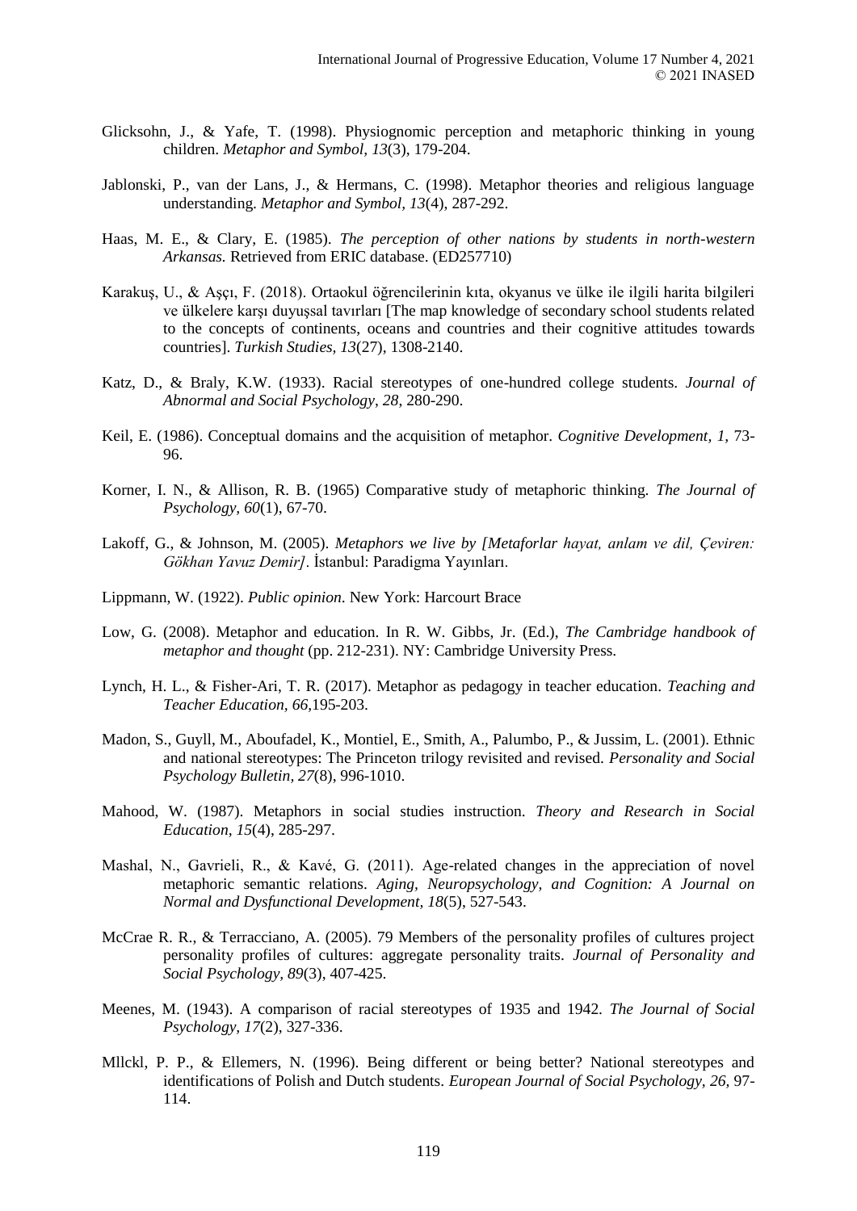Glicksohn, J., & Yafe, T. (1998). Physiognomic perception and metaphoric thinking in young children. *Metaphor and Symbol, 13*(3), 179-204.

Jablonski, P., van der Lans, J., & Hermans, C. (1998). Metaphor theories and religious language understanding. *Metaphor and Symbol, 13*(4), 287-292.

Haas, M. E., & Clary, E. (1985). *The perception of other nations by students in north-western Arkansas.* Retrieved from ERIC database. (ED257710)

Karakuş, U., & Aşçı, F. (2018). Ortaokul öğrencilerinin kıta, okyanus ve ülke ile ilgili harita bilgileri ve ülkelere karşı duyuşsal tavırları [The map knowledge of secondary school students related to the concepts of continents, oceans and countries and their cognitive attitudes towards countries]. *Turkish Studies, 13*(27), 1308-2140.

Katz, D., & Braly, K.W. (1933). Racial stereotypes of one-hundred college students. *Journal of Abnormal and Social Psychology, 28*, 280-290.

Keil, E. (1986). Conceptual domains and the acquisition of metaphor. *Cognitive Development, 1*, 73-96.

Korner, I. N., & Allison, R. B. (1965) Comparative study of metaphoric thinking. *The Journal of Psychology, 60*(1), 67-70.

Lakoff, G., & Johnson, M. (2005). *Metaphors we live by [Metaforlar hayat, anlam ve dil, Çeviren: Gökhan Yavuz Demir]*. İstanbul: Paradigma Yayınları.

Lippmann, W. (1922). *Public opinion*. New York: Harcourt Brace

Low, G. (2008). Metaphor and education. In R. W. Gibbs, Jr. (Ed.), *The Cambridge handbook of metaphor and thought* (pp. 212-231). NY: Cambridge University Press.

Lynch, H. L., & Fisher-Ari, T. R. (2017). Metaphor as pedagogy in teacher education. *Teaching and Teacher Education, 66*,195-203.

Madon, S., Guyll, M., Aboufadel, K., Montiel, E., Smith, A., Palumbo, P., & Jussim, L. (2001). Ethnic and national stereotypes: The Princeton trilogy revisited and revised. *Personality and Social Psychology Bulletin, 27*(8), 996-1010.

Mahood, W. (1987). Metaphors in social studies instruction. *Theory and Research in Social Education, 15*(4), 285-297.

Mashal, N., Gavrieli, R., & Kavé, G. (2011). Age-related changes in the appreciation of novel metaphoric semantic relations. *Aging, Neuropsychology, and Cognition: A Journal on Normal and Dysfunctional Development, 18*(5), 527-543.

McCrae R. R., & Terracciano, A. (2005). 79 Members of the personality profiles of cultures project personality profiles of cultures: aggregate personality traits. *Journal of Personality and Social Psychology, 89*(3), 407-425.

Meenes, M. (1943). A comparison of racial stereotypes of 1935 and 1942. *The Journal of Social Psychology, 17*(2), 327-336.

Mllckl, P. P., & Ellemers, N. (1996). Being different or being better? National stereotypes and identifications of Polish and Dutch students. *European Journal of Social Psychology, 26,* 97-114.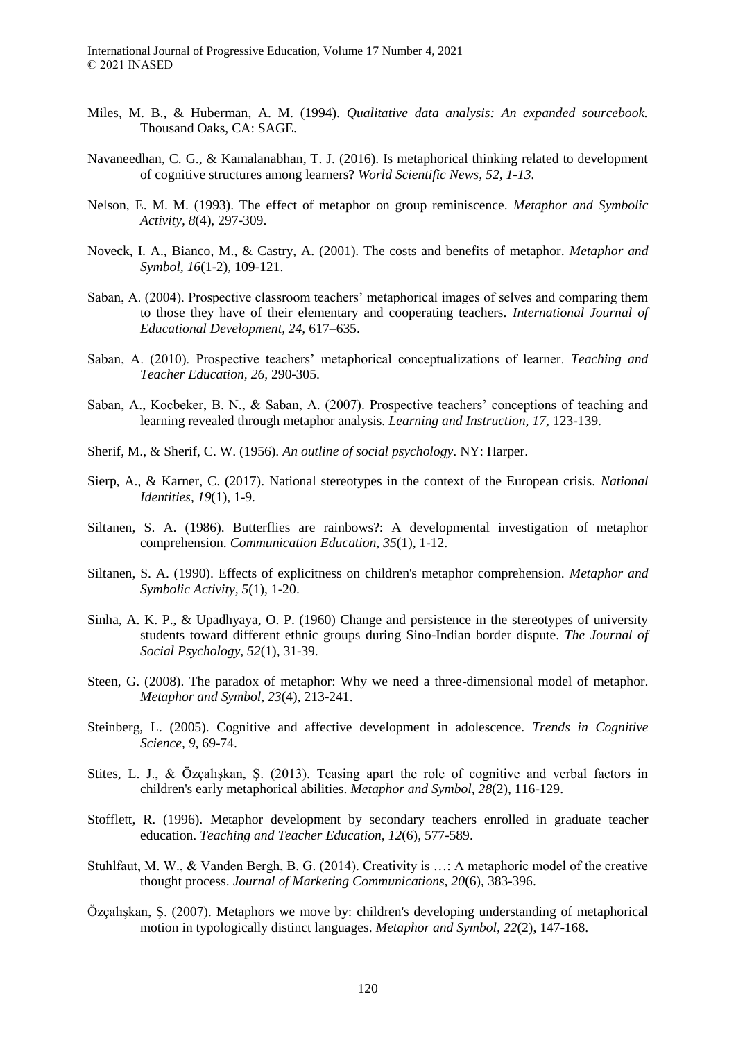Miles, M. B., & Huberman, A. M. (1994). *Qualitative data analysis: An expanded sourcebook.* Thousand Oaks, CA: SAGE.

Navaneedhan, C. G., & Kamalanabhan, T. J. (2016). Is metaphorical thinking related to development of cognitive structures among learners? *World Scientific News, 52, 1-13.*

Nelson, E. M. M. (1993). The effect of metaphor on group reminiscence. *Metaphor and Symbolic Activity, 8*(4), 297-309.

Noveck, I. A., Bianco, M., & Castry, A. (2001). The costs and benefits of metaphor. *Metaphor and Symbol, 16*(1-2), 109-121.

Saban, A. (2004). Prospective classroom teachers' metaphorical images of selves and comparing them to those they have of their elementary and cooperating teachers. *International Journal of Educational Development, 24,* 617–635.

Saban, A. (2010). Prospective teachers' metaphorical conceptualizations of learner. *Teaching and Teacher Education, 26,* 290-305.

Saban, A., Kocbeker, B. N., & Saban, A. (2007). Prospective teachers' conceptions of teaching and learning revealed through metaphor analysis. *Learning and Instruction, 17,* 123-139.

Sherif, M., & Sherif, C. W. (1956). *An outline of social psychology*. NY: Harper.

Sierp, A., & Karner, C. (2017). National stereotypes in the context of the European crisis. *National Identities, 19*(1), 1-9.

Siltanen, S. A. (1986). Butterflies are rainbows?: A developmental investigation of metaphor comprehension. *Communication Education, 35*(1), 1-12.

Siltanen, S. A. (1990). Effects of explicitness on children's metaphor comprehension. *Metaphor and Symbolic Activity, 5*(1), 1-20.

Sinha, A. K. P., & Upadhyaya, O. P. (1960) Change and persistence in the stereotypes of university students toward different ethnic groups during Sino-Indian border dispute. *The Journal of Social Psychology, 52*(1), 31-39.

Steen, G. (2008). The paradox of metaphor: Why we need a three-dimensional model of metaphor. *Metaphor and Symbol, 23*(4), 213-241.

Steinberg, L. (2005). Cognitive and affective development in adolescence. *Trends in Cognitive Science, 9,* 69-74.

Stites, L. J., & Özçalışkan, Ş. (2013). Teasing apart the role of cognitive and verbal factors in children's early metaphorical abilities. *Metaphor and Symbol, 28*(2), 116-129.

Stofflett, R. (1996). Metaphor development by secondary teachers enrolled in graduate teacher education. *Teaching and Teacher Education, 12*(6), 577-589.

Stuhlfaut, M. W., & Vanden Bergh, B. G. (2014). Creativity is …: A metaphoric model of the creative thought process. *Journal of Marketing Communications, 20*(6), 383-396.

Özçalışkan, Ş. (2007). Metaphors we move by: children's developing understanding of metaphorical motion in typologically distinct languages. *Metaphor and Symbol, 22*(2), 147-168.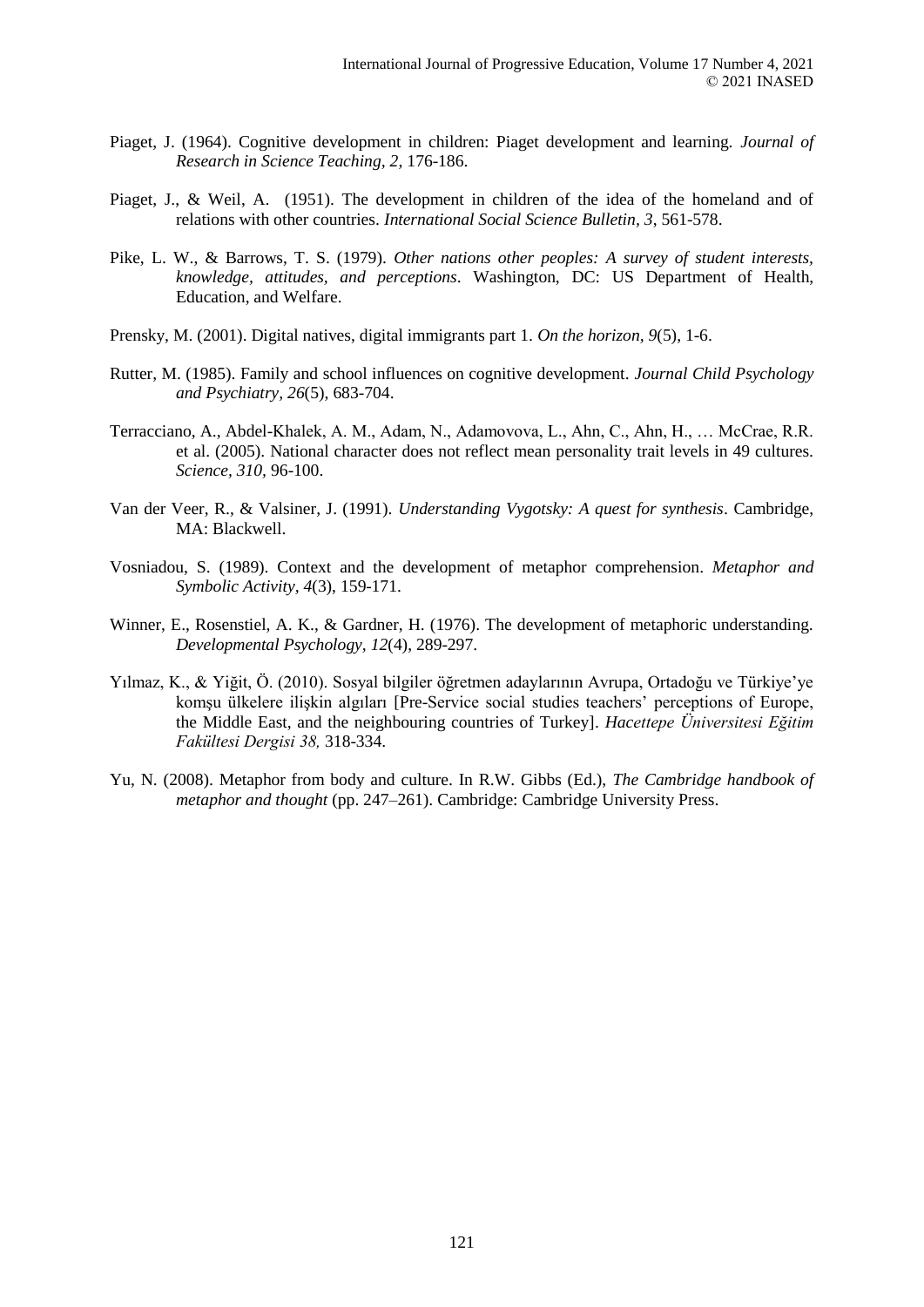Piaget, J. (1964). Cognitive development in children: Piaget development and learning. *Journal of Research in Science Teaching, 2,* 176-186.

Piaget, J., & Weil, A. (1951). The development in children of the idea of the homeland and of relations with other countries. *International Social Science Bulletin, 3*, 561-578.

Pike, L. W., & Barrows, T. S. (1979). *Other nations other peoples: A survey of student interests, knowledge, attitudes, and perceptions*. Washington, DC: US Department of Health, Education, and Welfare.

Prensky, M. (2001). Digital natives, digital immigrants part 1. *On the horizon, 9*(5), 1-6.

Rutter, M. (1985). Family and school influences on cognitive development. *Journal Child Psychology and Psychiatry, 26*(5), 683-704.

Terracciano, A., Abdel-Khalek, A. M., Adam, N., Adamovova, L., Ahn, C., Ahn, H., … McCrae, R.R. et al. (2005). National character does not reflect mean personality trait levels in 49 cultures. *Science, 310,* 96-100.

Van der Veer, R., & Valsiner, J. (1991). *Understanding Vygotsky: A quest for synthesis*. Cambridge, MA: Blackwell.

Vosniadou, S. (1989). Context and the development of metaphor comprehension. *Metaphor and Symbolic Activity, 4*(3), 159-171.

Winner, E., Rosenstiel, A. K., & Gardner, H. (1976). The development of metaphoric understanding. *Developmental Psychology, 12*(4), 289-297.

Yılmaz, K., & Yiğit, Ö. (2010). Sosyal bilgiler öğretmen adaylarının Avrupa, Ortadoğu ve Türkiye'ye komşu ülkelere ilişkin algıları [Pre-Service social studies teachers' perceptions of Europe, the Middle East, and the neighbouring countries of Turkey]. *Hacettepe Üniversitesi Eğitim Fakültesi Dergisi 38,* 318-334.

Yu, N. (2008). Metaphor from body and culture. In R.W. Gibbs (Ed.), *The Cambridge handbook of metaphor and thought* (pp. 247–261). Cambridge: Cambridge University Press.